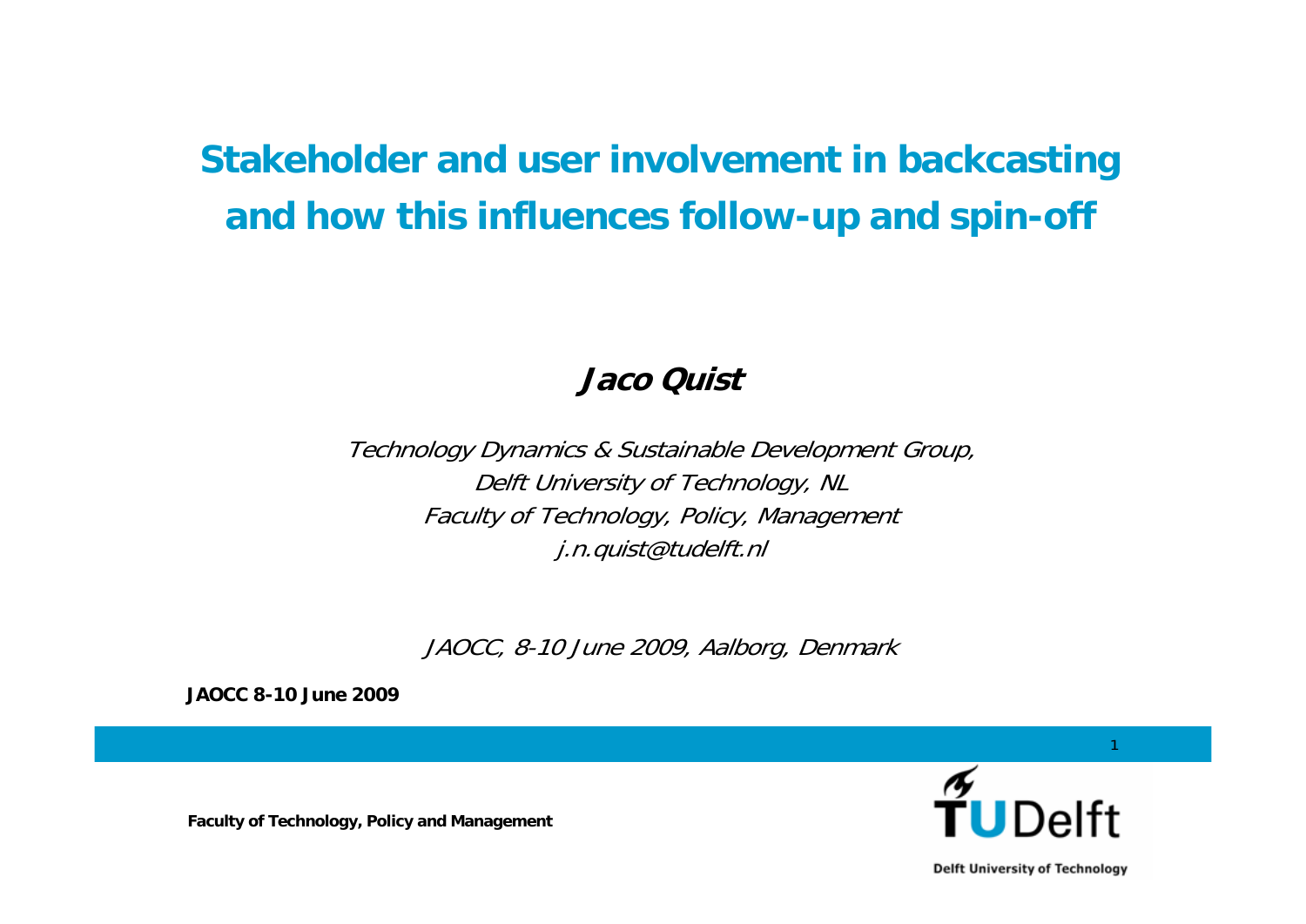# Stakeholder and user involvement in backcasting and how this influences follow-up and spin-off

**Jaco Quist**

*Technology Dynamics & Sustainable Development Group,*
*Delft University of Technology, NL*
*Faculty of Technology, Policy, Management*
*j.n.quist@tudelft.nl*

*JAOCC, 8-10 June 2009, Aalborg, Denmark*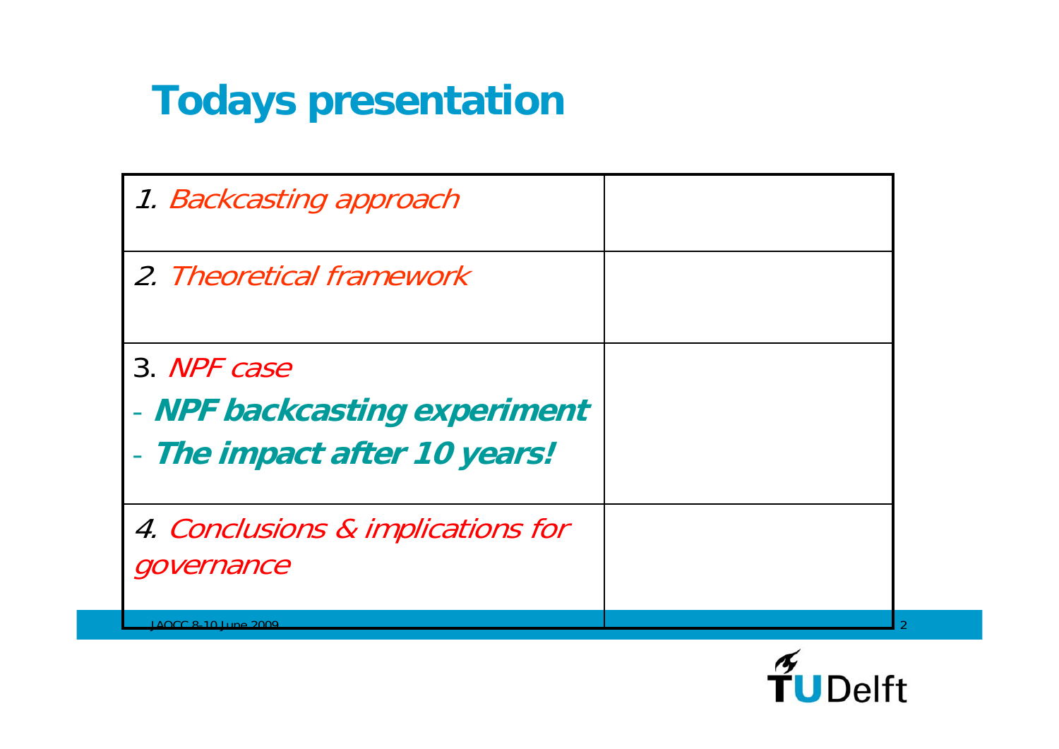# Todays presentation

| | |
|---|---|
| *1. Backcasting approach* | |
| *2. Theoretical framework* | |
| 3. *NPF case*<br>- ***NPF backcasting experiment***<br>- ***The impact after 10 years!*** | |
| *4. Conclusions & implications for governance* | |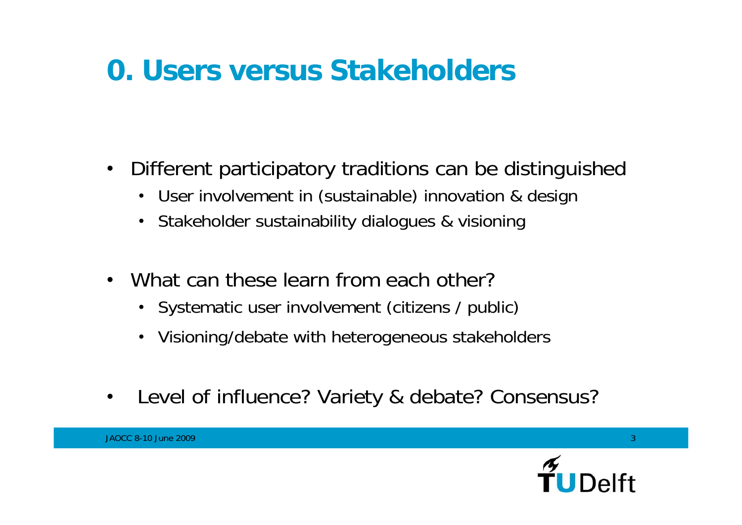# 0. Users versus Stakeholders

- Different participatory traditions can be distinguished
  - User involvement in (sustainable) innovation & design
  - Stakeholder sustainability dialogues & visioning
- What can these learn from each other?
  - Systematic user involvement (citizens / public)
  - Visioning/debate with heterogeneous stakeholders
- Level of influence? Variety & debate? Consensus?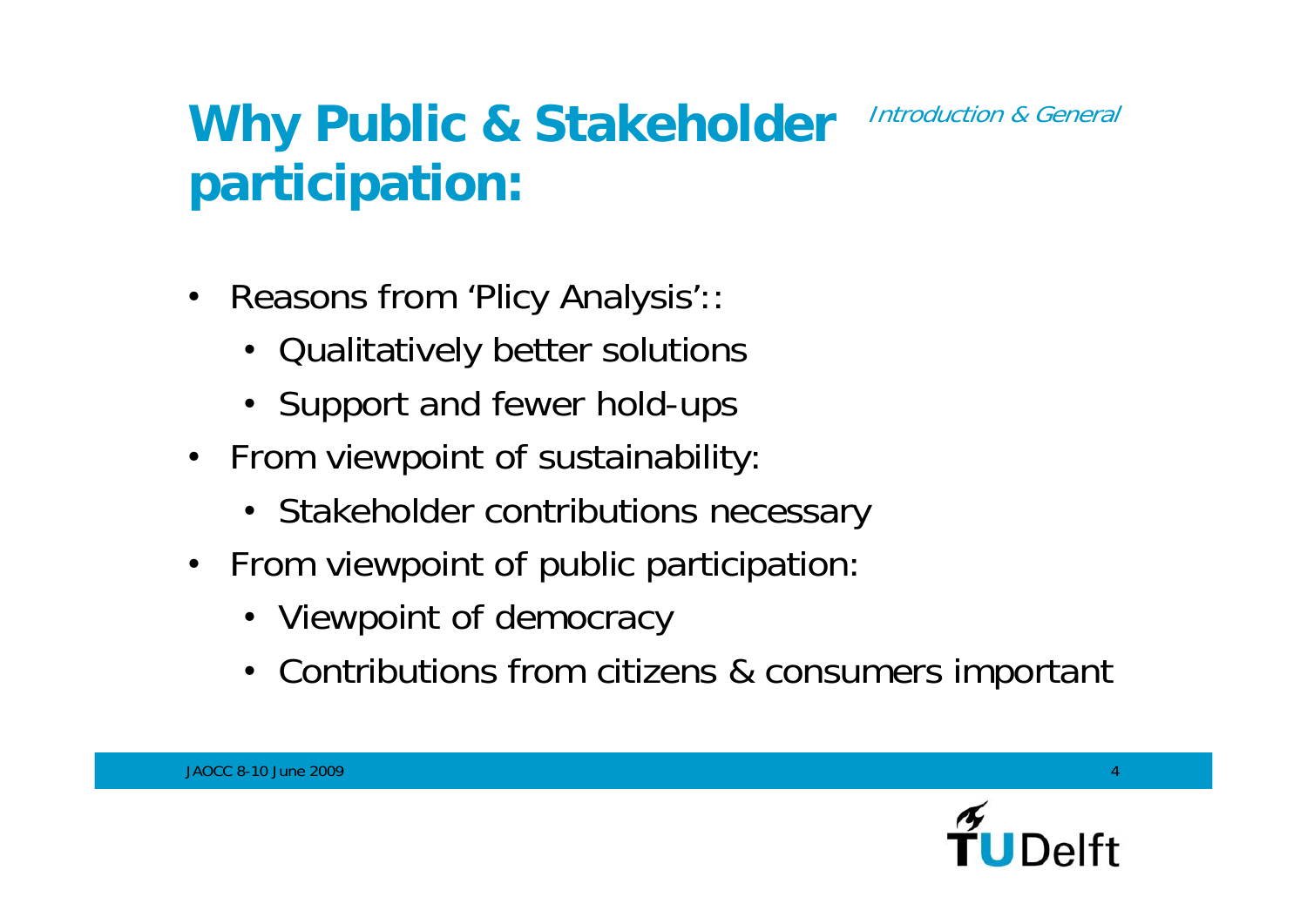# Why Public & Stakeholder participation:

*Introduction & General*

- Reasons from 'Plicy Analysis'::
  - Qualitatively better solutions
  - Support and fewer hold-ups
- From viewpoint of sustainability:
  - Stakeholder contributions necessary
- From viewpoint of public participation:
  - Viewpoint of democracy
  - Contributions from citizens & consumers important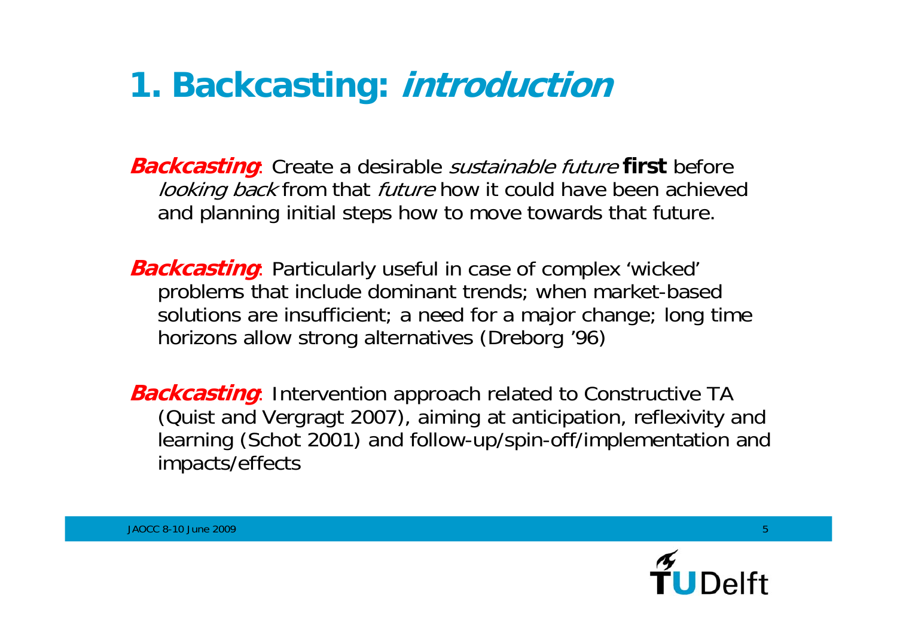# 1. Backcasting: *introduction*

***Backcasting***: Create a desirable *sustainable future* **first** before *looking back* from that *future* how it could have been achieved and planning initial steps how to move towards that future.

***Backcasting***: Particularly useful in case of complex 'wicked' problems that include dominant trends; when market-based solutions are insufficient; a need for a major change; long time horizons allow strong alternatives (Dreborg '96)

***Backcasting***: Intervention approach related to Constructive TA (Quist and Vergragt 2007), aiming at anticipation, reflexivity and learning (Schot 2001) and follow-up/spin-off/implementation and impacts/effects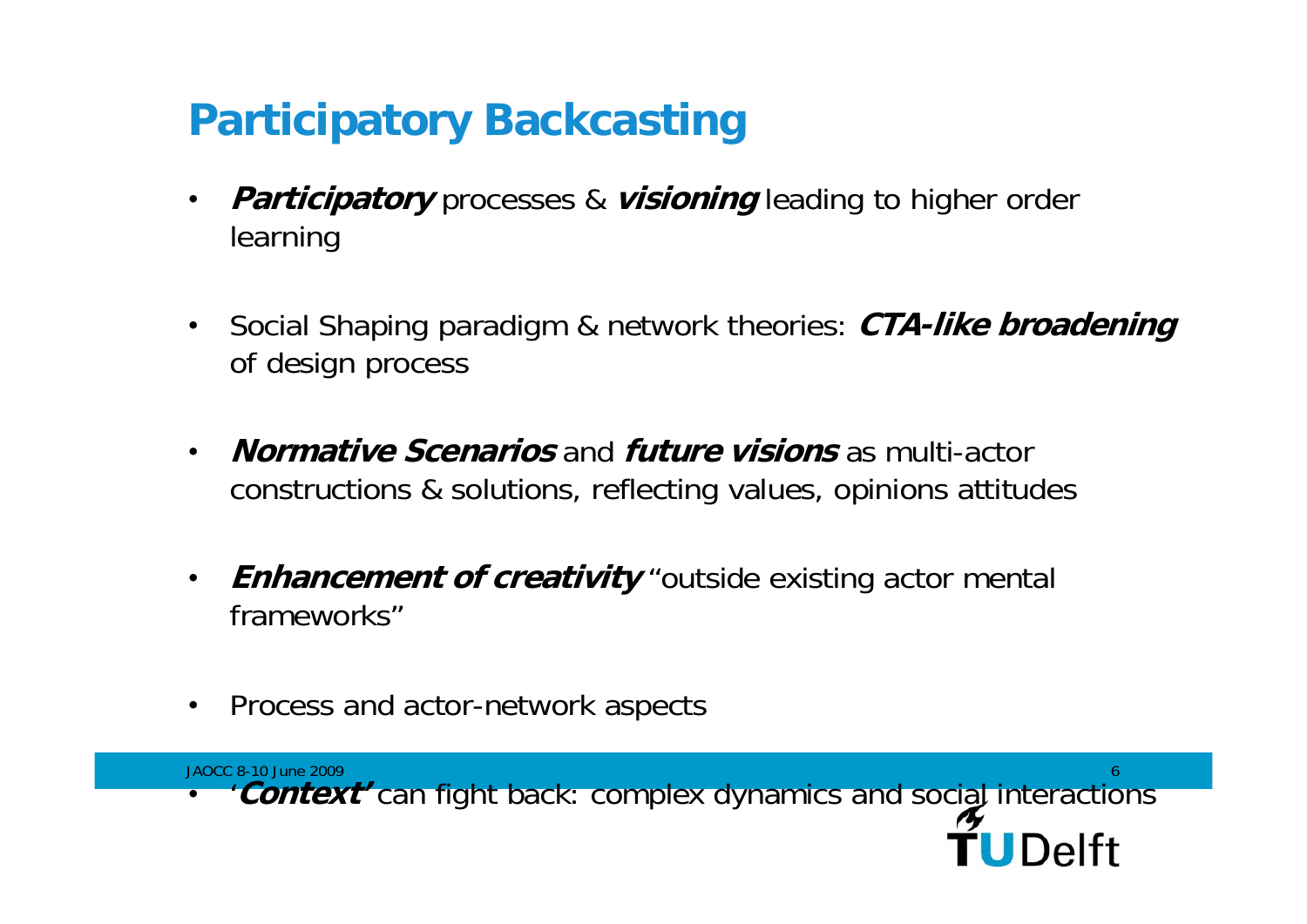# Participatory Backcasting

- ***Participatory*** processes & ***visioning*** leading to higher order learning
- Social Shaping paradigm & network theories: ***CTA-like broadening*** of design process
- ***Normative Scenarios*** and ***future visions*** as multi-actor constructions & solutions, reflecting values, opinions attitudes
- ***Enhancement of creativity*** "outside existing actor mental frameworks"
- Process and actor-network aspects
- '***Context'*** can fight back: complex dynamics and social interactions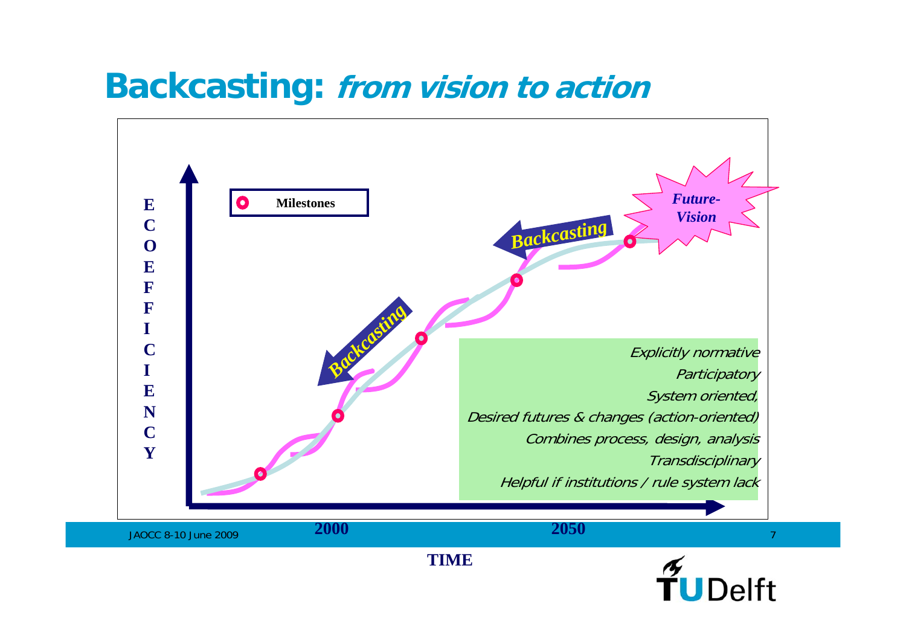# Backcasting: *from vision to action*

Milestones

*Future-Vision*

*Backcasting*

*Backcasting*

ECOEFFICIENCY

TIME

2000

2050

*Explicitly normative*

*Participatory*

*System oriented,*

*Desired futures & changes (action-oriented)*

*Combines process, design, analysis*

*Transdisciplinary*

*Helpful if institutions / rule system lack*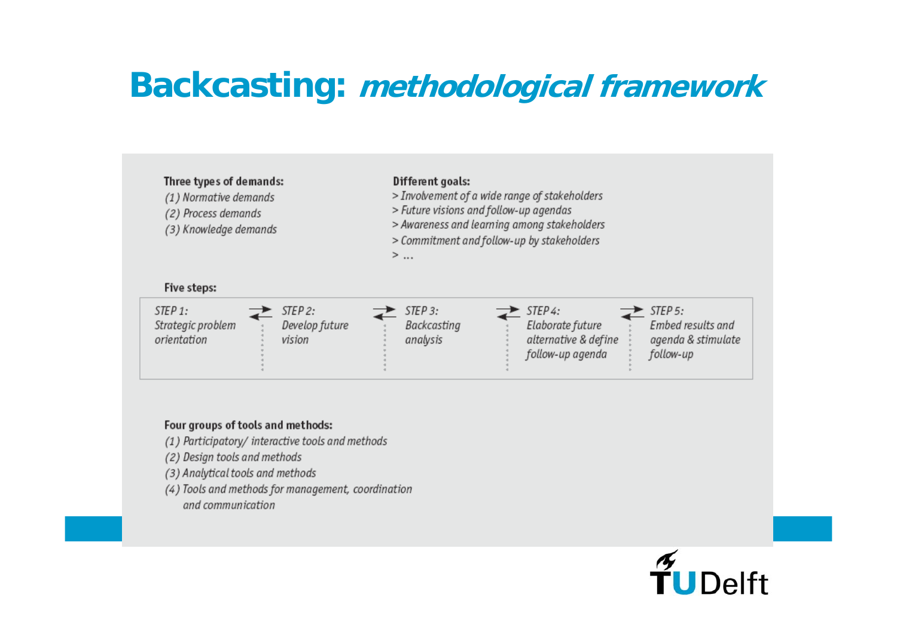# Backcasting: *methodological framework*

**Three types of demands:**

(1) *Normative demands*
(2) *Process demands*
(3) *Knowledge demands*

**Different goals:**

> *Involvement of a wide range of stakeholders*
> *Future visions and follow-up agendas*
> *Awareness and learning among stakeholders*
> *Commitment and follow-up by stakeholders*
> *...*

**Five steps:**

| *STEP 1:* | | *STEP 2:* | | *STEP 3:* | | *STEP 4:* | | *STEP 5:* |
|---|---|---|---|---|---|---|---|---|
| *Strategic problem orientation* | ⇄ | *Develop future vision* | ⇄ | *Backcasting analysis* | ⇄ | *Elaborate future alternative & define follow-up agenda* | ⇄ | *Embed results and agenda & stimulate follow-up* |

**Four groups of tools and methods:**

(1) *Participatory/ interactive tools and methods*
(2) *Design tools and methods*
(3) *Analytical tools and methods*
(4) *Tools and methods for management, coordination and communication*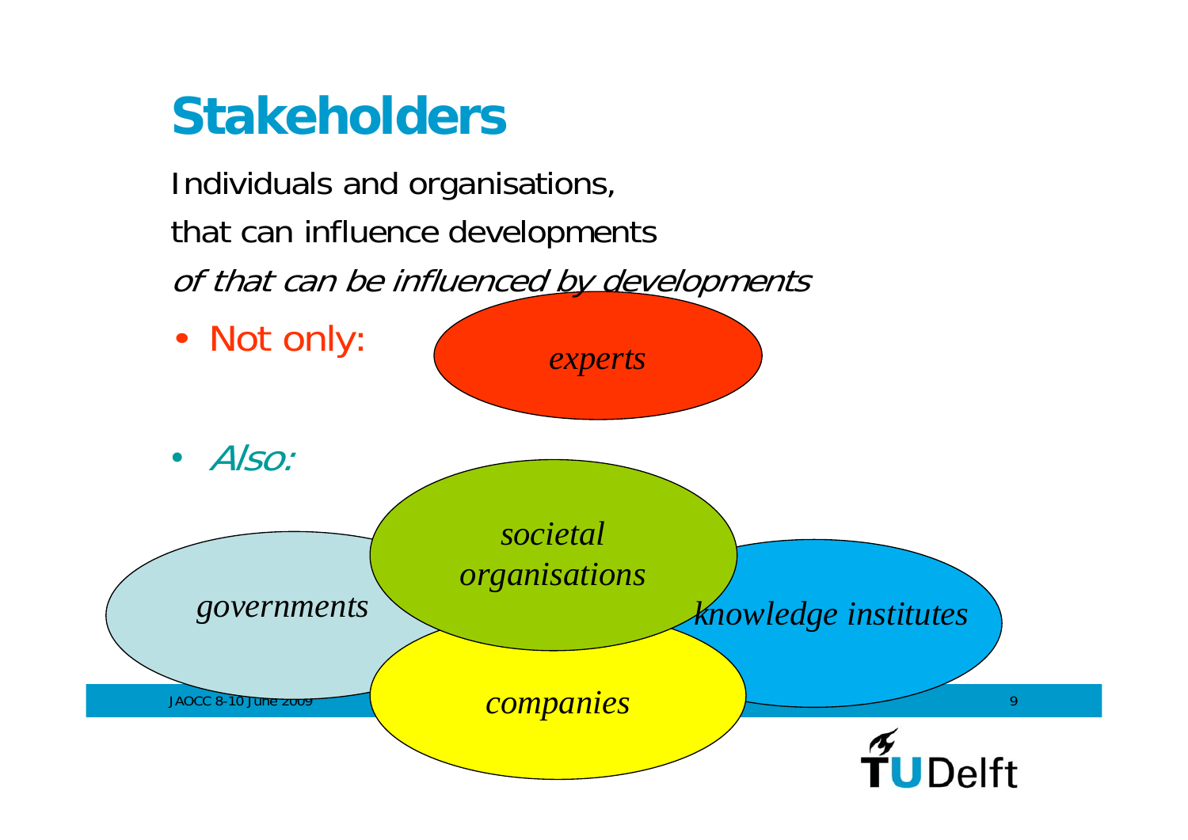# Stakeholders

Individuals and organisations,

that can influence developments

*of that can be influenced by developments*

- Not only:

*experts*

- *Also:*

*societal organisations*

*governments*

*knowledge institutes*

*companies*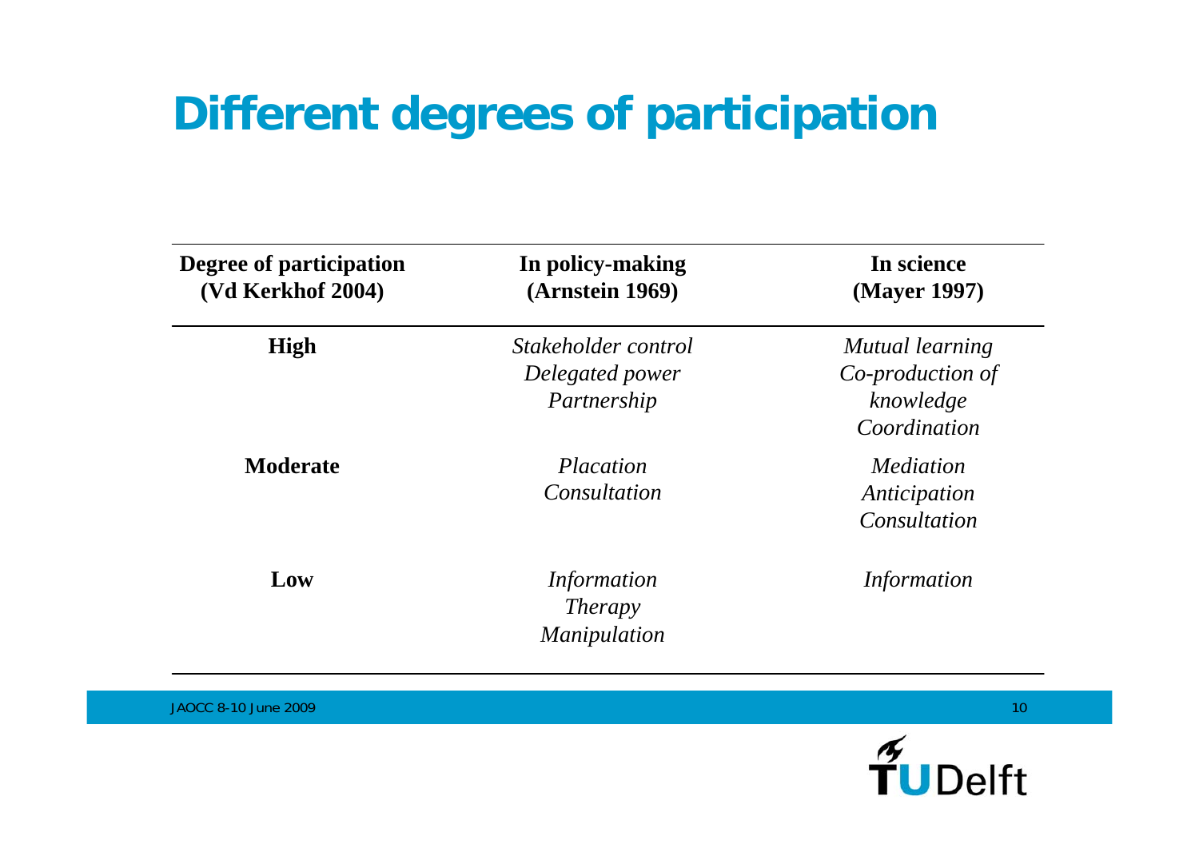# Different degrees of participation

| Degree of participation (Vd Kerkhof 2004) | In policy-making (Arnstein 1969) | In science (Mayer 1997) |
|---|---|---|
| **High** | *Stakeholder control*<br>*Delegated power*<br>*Partnership* | *Mutual learning*<br>*Co-production of knowledge*<br>*Coordination* |
| **Moderate** | *Placation*<br>*Consultation* | *Mediation*<br>*Anticipation*<br>*Consultation* |
| **Low** | *Information*<br>*Therapy*<br>*Manipulation* | *Information* |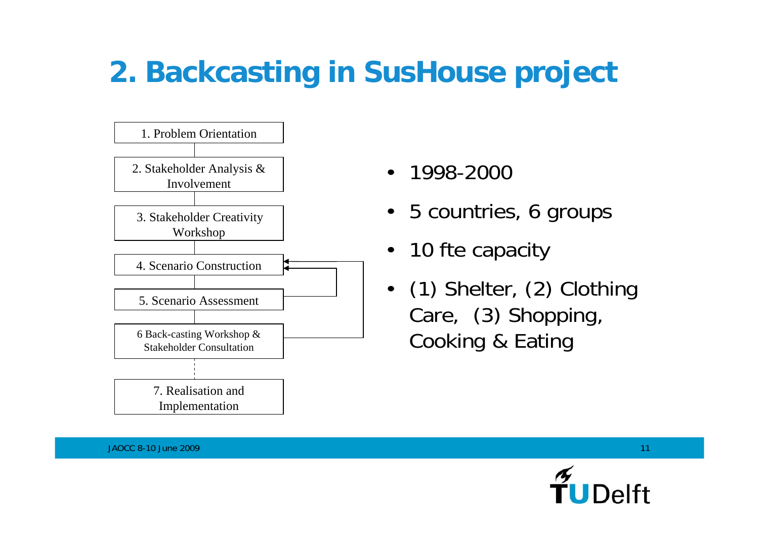## 2. Backcasting in SusHouse project

1. Problem Orientation
2. Stakeholder Analysis & Involvement
3. Stakeholder Creativity Workshop
4. Scenario Construction
5. Scenario Assessment
6 Back-casting Workshop & Stakeholder Consultation
7. Realisation and Implementation

- 1998-2000
- 5 countries, 6 groups
- 10 fte capacity
- (1) Shelter, (2) Clothing Care, (3) Shopping, Cooking & Eating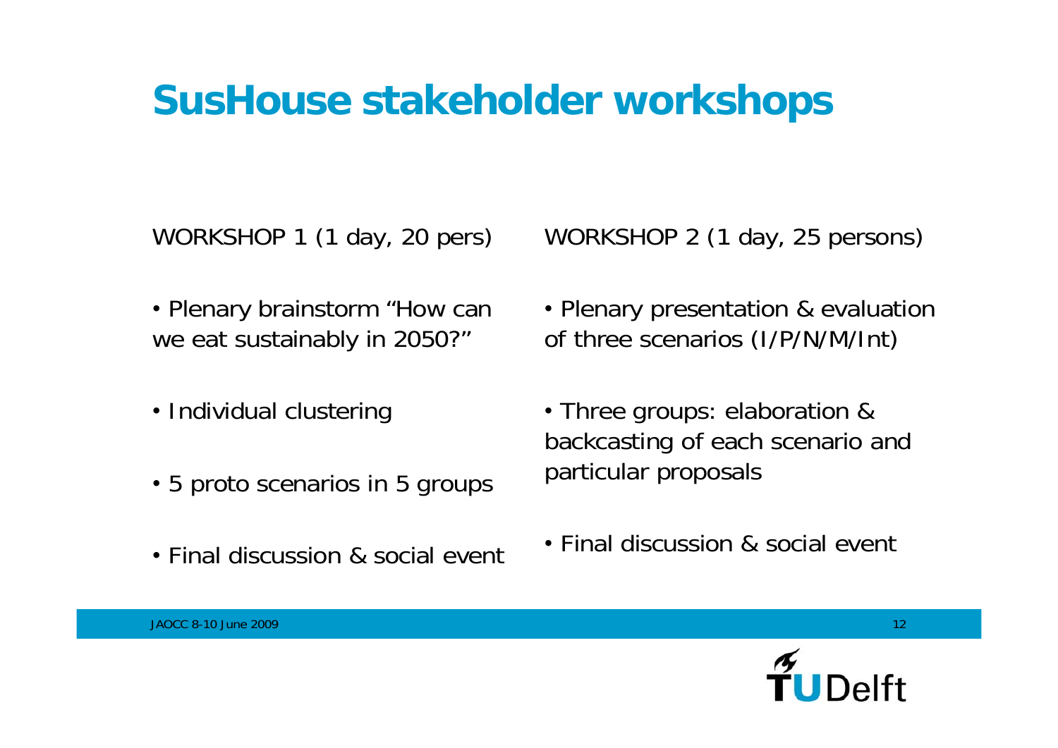# SusHouse stakeholder workshops

WORKSHOP 1 (1 day, 20 pers)

- Plenary brainstorm "How can we eat sustainably in 2050?"
- Individual clustering
- 5 proto scenarios in 5 groups
- Final discussion & social event

WORKSHOP 2 (1 day, 25 persons)

- Plenary presentation & evaluation of three scenarios (I/P/N/M/Int)
- Three groups: elaboration & backcasting of each scenario and particular proposals
- Final discussion & social event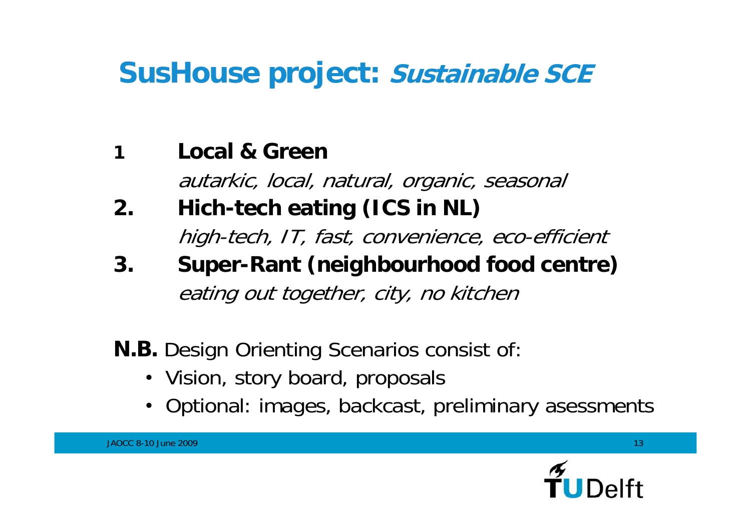# SusHouse project: *Sustainable SCE*

1 **Local & Green**

*autarkic, local, natural, organic, seasonal*

2. **Hich-tech eating (ICS in NL)**

*high-tech, IT, fast, convenience, eco-efficient*

3. **Super-Rant (neighbourhood food centre)**

*eating out together, city, no kitchen*

**N.B.** Design Orienting Scenarios consist of:

- Vision, story board, proposals
- Optional: images, backcast, preliminary asessments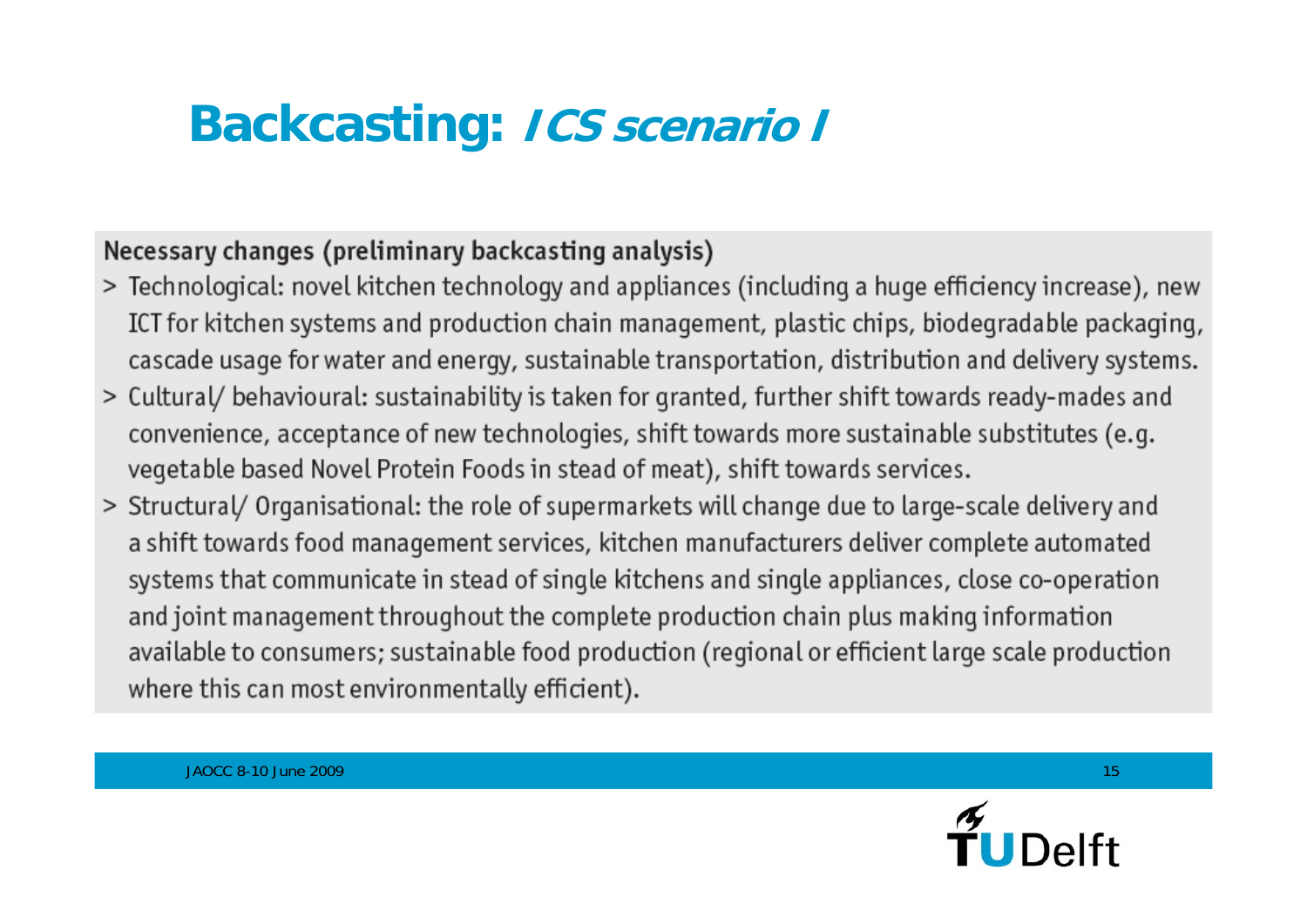# Backcasting: *ICS scenario I*

**Necessary changes (preliminary backcasting analysis)**

> Technological: novel kitchen technology and appliances (including a huge efficiency increase), new ICT for kitchen systems and production chain management, plastic chips, biodegradable packaging, cascade usage for water and energy, sustainable transportation, distribution and delivery systems.

> Cultural/ behavioural: sustainability is taken for granted, further shift towards ready-mades and convenience, acceptance of new technologies, shift towards more sustainable substitutes (e.g. vegetable based Novel Protein Foods in stead of meat), shift towards services.

> Structural/ Organisational: the role of supermarkets will change due to large-scale delivery and a shift towards food management services, kitchen manufacturers deliver complete automated systems that communicate in stead of single kitchens and single appliances, close co-operation and joint management throughout the complete production chain plus making information available to consumers; sustainable food production (regional or efficient large scale production where this can most environmentally efficient).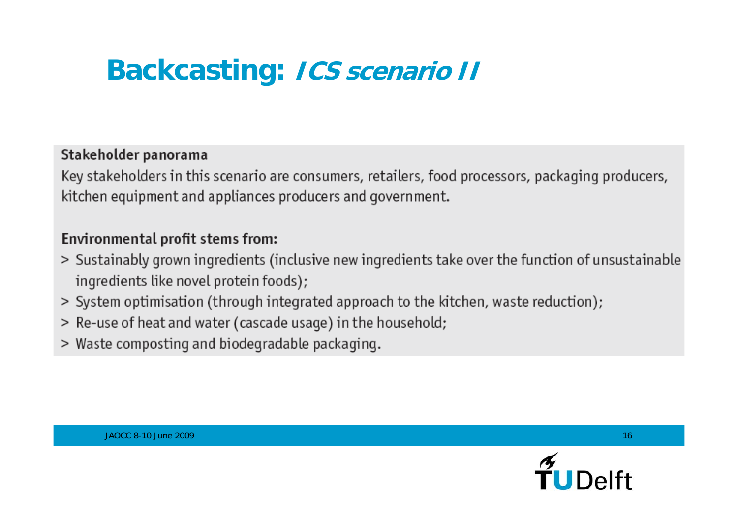# Backcasting: *ICS scenario II*

**Stakeholder panorama**

Key stakeholders in this scenario are consumers, retailers, food processors, packaging producers, kitchen equipment and appliances producers and government.

**Environmental profit stems from:**

> Sustainably grown ingredients (inclusive new ingredients take over the function of unsustainable ingredients like novel protein foods);

> System optimisation (through integrated approach to the kitchen, waste reduction);

> Re-use of heat and water (cascade usage) in the household;

> Waste composting and biodegradable packaging.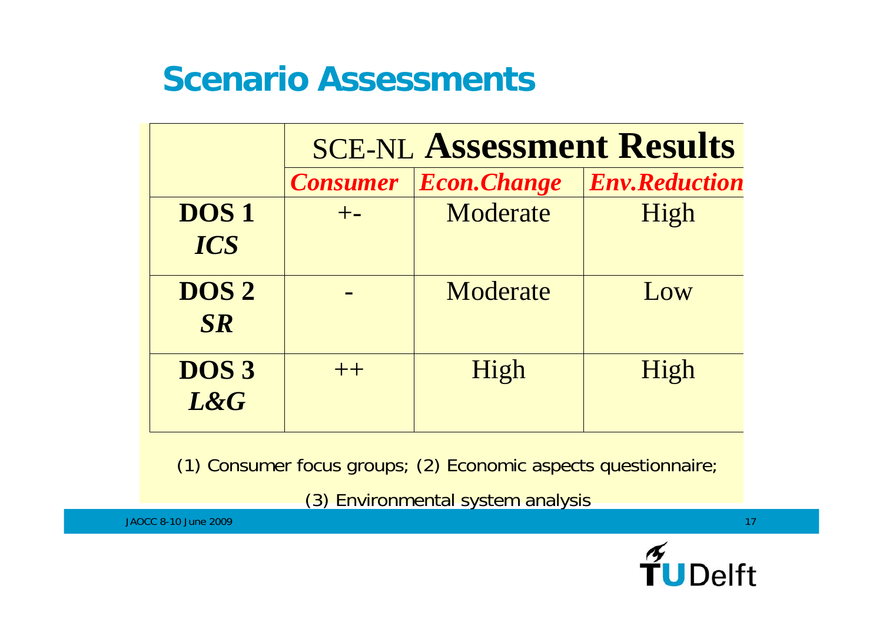# Scenario Assessments

| | SCE-NL **Assessment Results** | | |
|---|---|---|---|
| | ***Consumer*** | ***Econ.Change*** | ***Env.Reduction*** |
| **DOS 1** ***ICS*** | +- | Moderate | High |
| **DOS 2** ***SR*** | - | Moderate | Low |
| **DOS 3** ***L&G*** | ++ | High | High |

(1) Consumer focus groups; (2) Economic aspects questionnaire;

(3) Environmental system analysis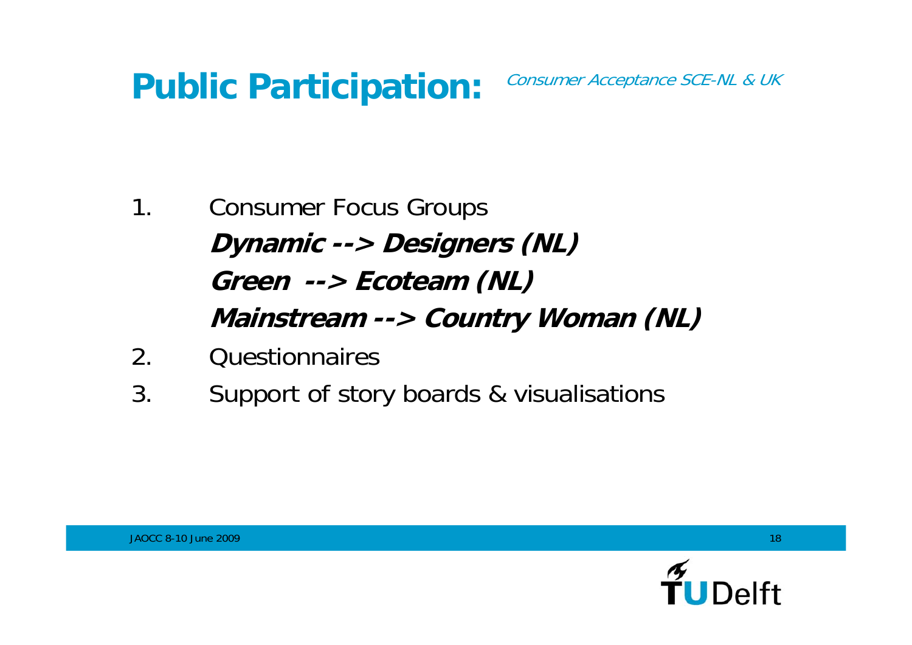# Public Participation: *Consumer Acceptance SCE-NL & UK*

1. Consumer Focus Groups
   ***Dynamic --> Designers (NL)***
   ***Green --> Ecoteam (NL)***
   ***Mainstream --> Country Woman (NL)***
2. Questionnaires
3. Support of story boards & visualisations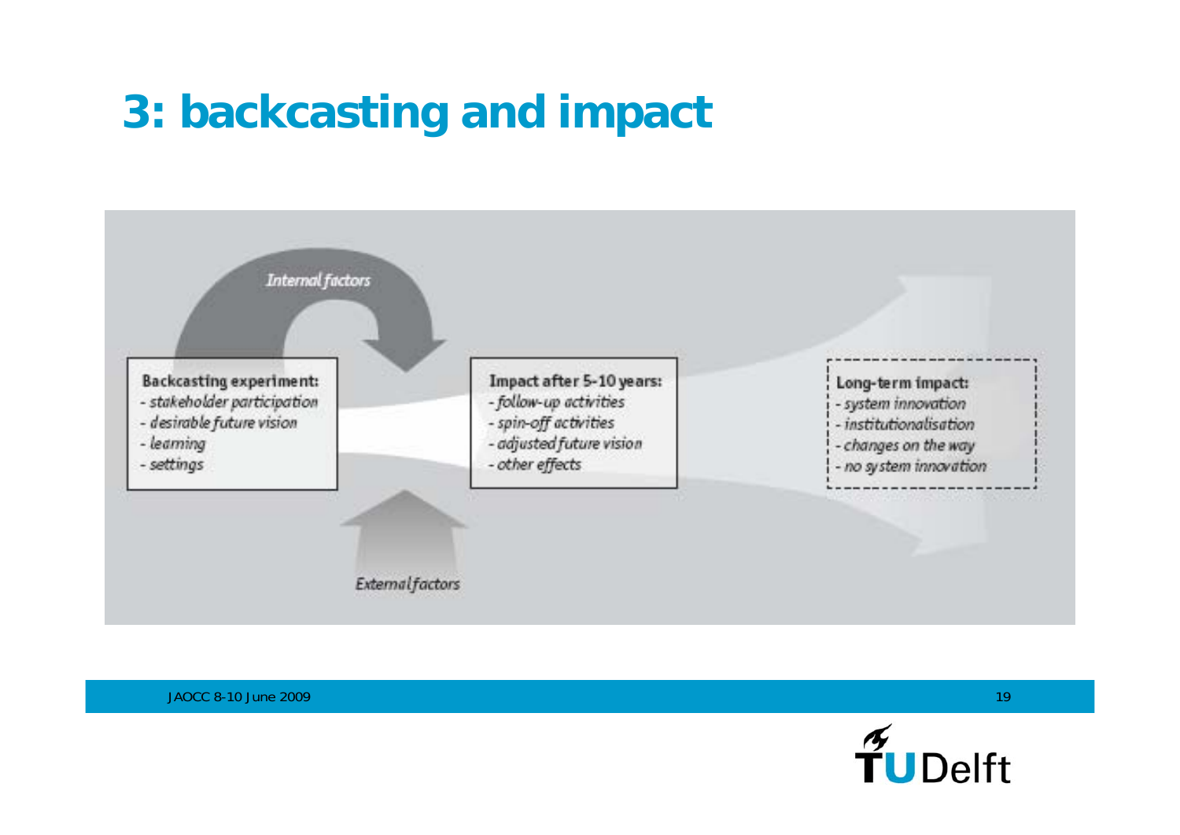# 3: backcasting and impact

*Internal factors*

**Backcasting experiment:**
- *stakeholder participation*
- *desirable future vision*
- *learning*
- *settings*

**Impact after 5-10 years:**
- *follow-up activities*
- *spin-off activities*
- *adjusted future vision*
- *other effects*

**Long-term impact:**
- *system innovation*
- *institutionalisation*
- *changes on the way*
- *no system innovation*

*External factors*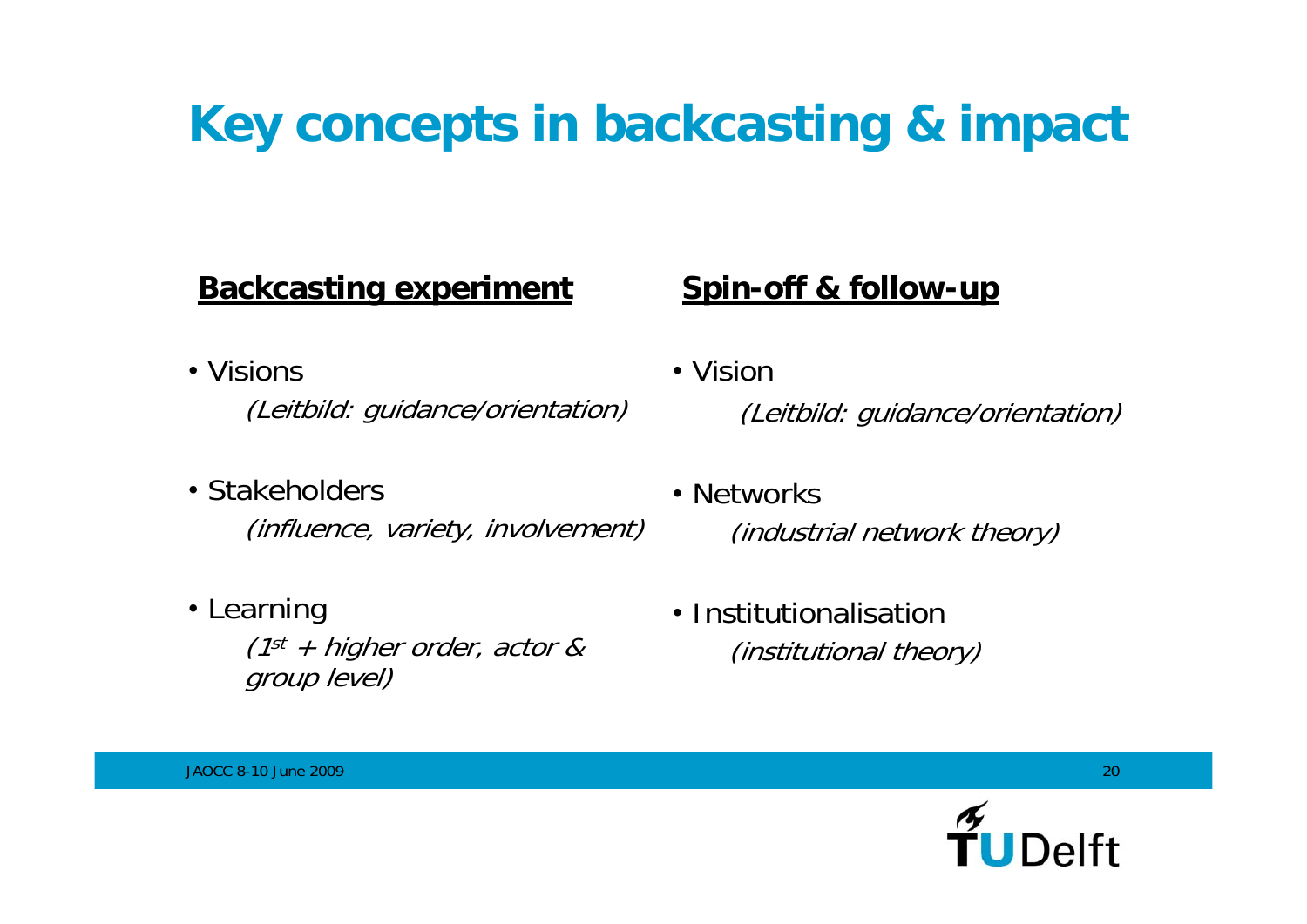# Key concepts in backcasting & impact

## Backcasting experiment

- Visions
  *(Leitbild: guidance/orientation)*
- Stakeholders
  *(influence, variety, involvement)*
- Learning
  *(1st + higher order, actor & group level)*

## Spin-off & follow-up

- Vision
  *(Leitbild: guidance/orientation)*
- Networks
  *(industrial network theory)*
- Institutionalisation
  *(institutional theory)*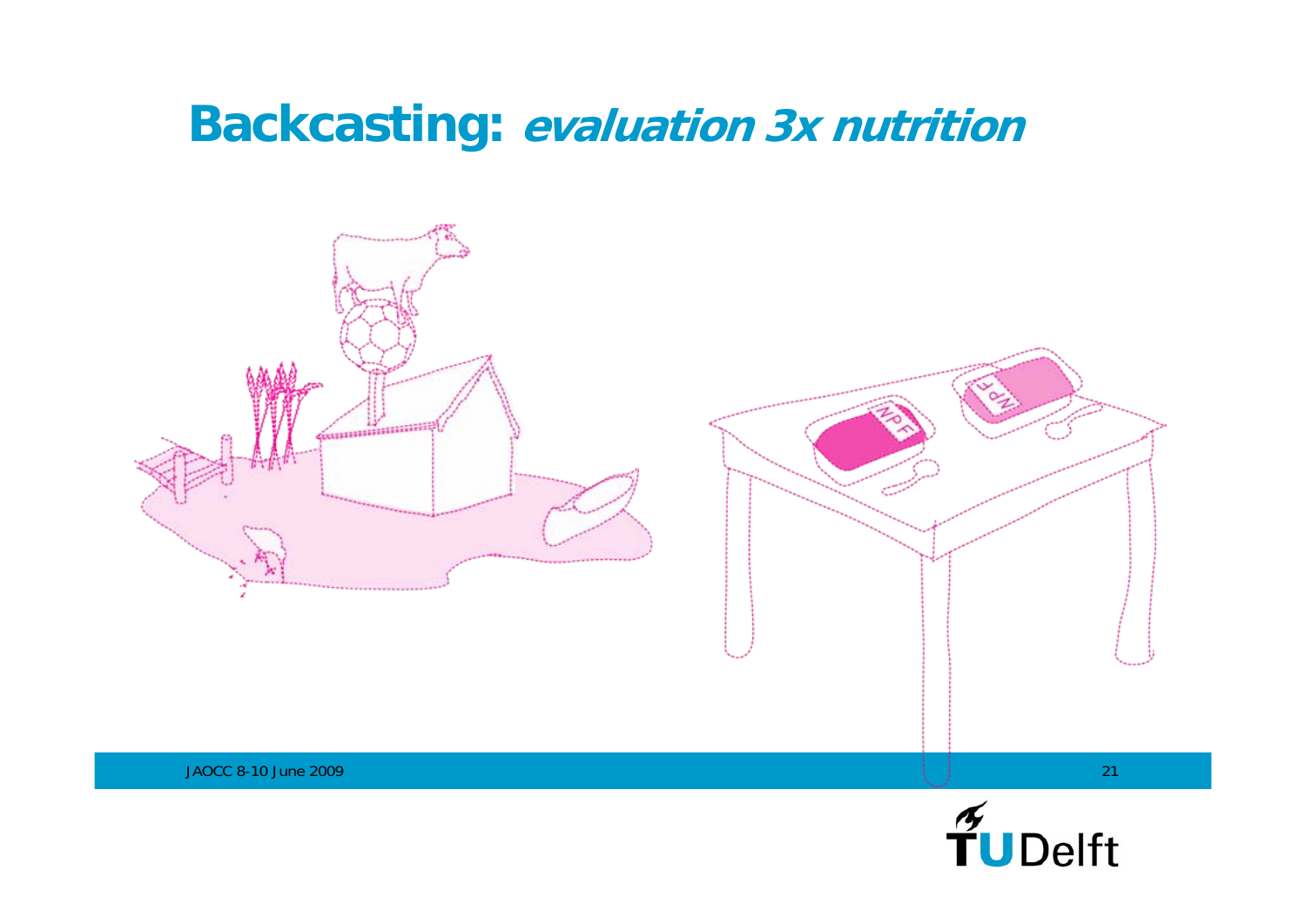# Backcasting: *evaluation 3x nutrition*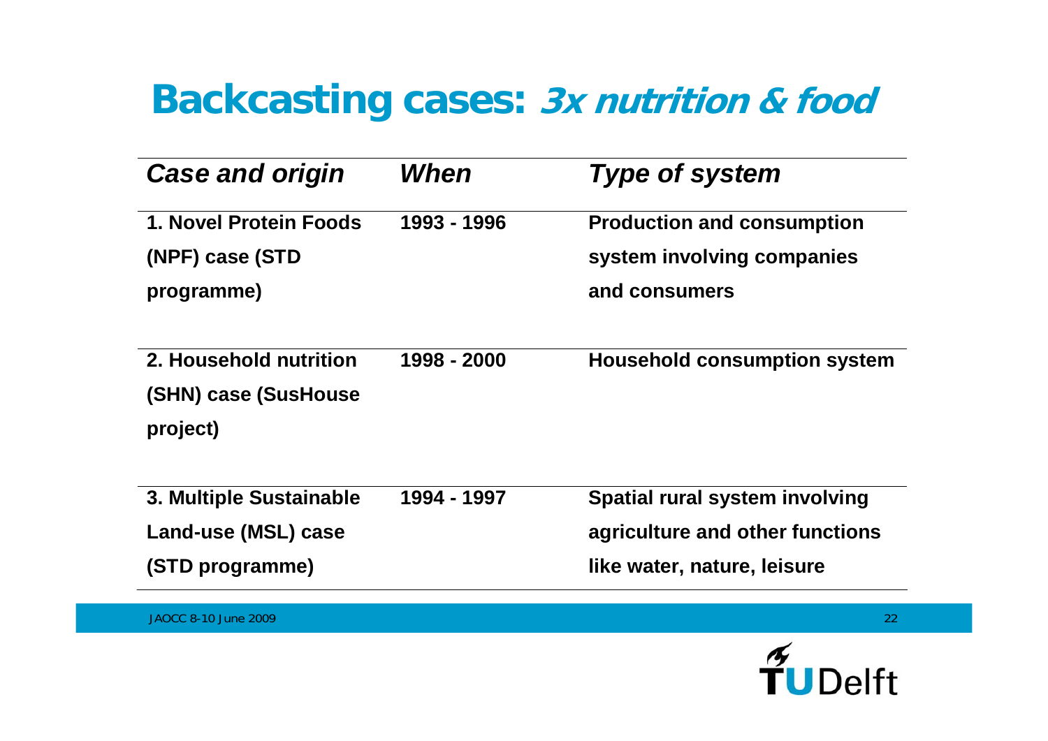# Backcasting cases: *3x nutrition & food*

| *Case and origin* | *When* | *Type of system* |
| --- | --- | --- |
| **1. Novel Protein Foods (NPF) case (STD programme)** | **1993 - 1996** | **Production and consumption system involving companies and consumers** |
| **2. Household nutrition (SHN) case (SusHouse project)** | **1998 - 2000** | **Household consumption system** |
| **3. Multiple Sustainable Land-use (MSL) case (STD programme)** | **1994 - 1997** | **Spatial rural system involving agriculture and other functions like water, nature, leisure** |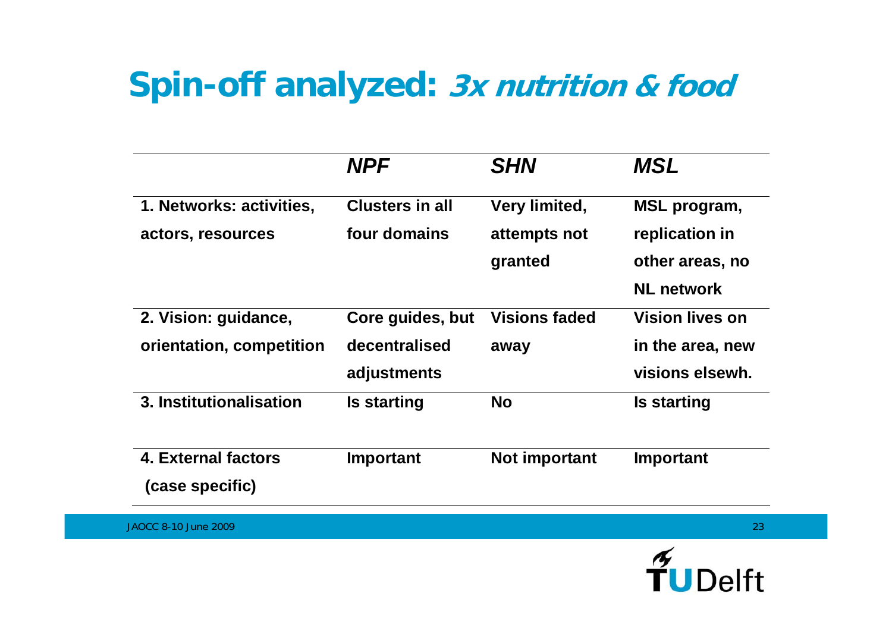# Spin-off analyzed: *3x nutrition & food*

| | *NPF* | *SHN* | *MSL* |
|---|---|---|---|
| 1. Networks: activities, actors, resources | Clusters in all four domains | Very limited, attempts not granted | MSL program, replication in other areas, no NL network |
| 2. Vision: guidance, orientation, competition | Core guides, but decentralised adjustments | Visions faded away | Vision lives on in the area, new visions elsewh. |
| 3. Institutionalisation | Is starting | No | Is starting |
| 4. External factors (case specific) | Important | Not important | Important |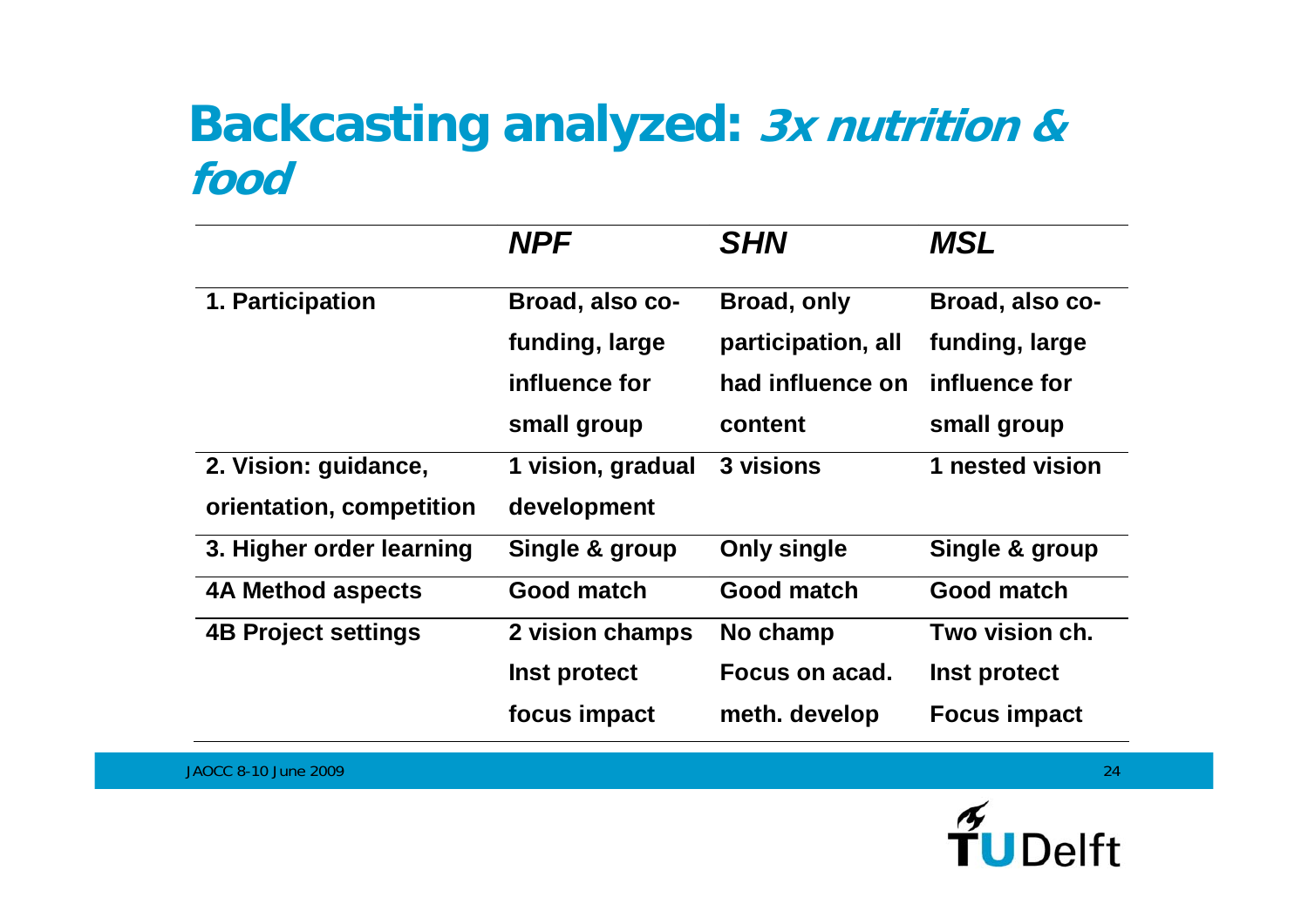# Backcasting analyzed: *3x nutrition & food*

| | *NPF* | *SHN* | *MSL* |
|---|---|---|---|
| **1. Participation** | **Broad, also co-funding, large influence for small group** | **Broad, only participation, all had influence on content** | **Broad, also co-funding, large influence for small group** |
| **2. Vision: guidance, orientation, competition** | **1 vision, gradual development** | **3 visions** | **1 nested vision** |
| **3. Higher order learning** | **Single & group** | **Only single** | **Single & group** |
| **4A Method aspects** | **Good match** | **Good match** | **Good match** |
| **4B Project settings** | **2 vision champs Inst protect focus impact** | **No champ Focus on acad. meth. develop** | **Two vision ch. Inst protect Focus impact** |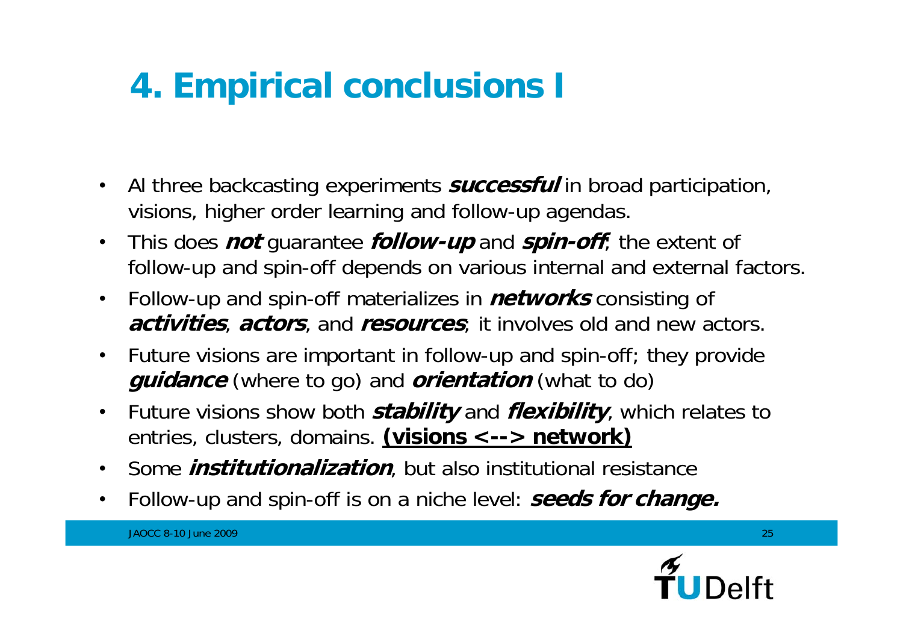# 4. Empirical conclusions I

- Al three backcasting experiments ***successful*** in broad participation, visions, higher order learning and follow-up agendas.
- This does ***not*** guarantee ***follow-up*** and ***spin-off***; the extent of follow-up and spin-off depends on various internal and external factors.
- Follow-up and spin-off materializes in ***networks*** consisting of ***activities***, ***actors***, and ***resources***; it involves old and new actors.
- Future visions are important in follow-up and spin-off; they provide ***guidance*** (where to go) and ***orientation*** (what to do)
- Future visions show both ***stability*** and ***flexibility***, which relates to entries, clusters, domains. **<u>(visions <--> network)</u>**
- Some ***institutionalization***, but also institutional resistance
- Follow-up and spin-off is on a niche level: ***seeds for change.***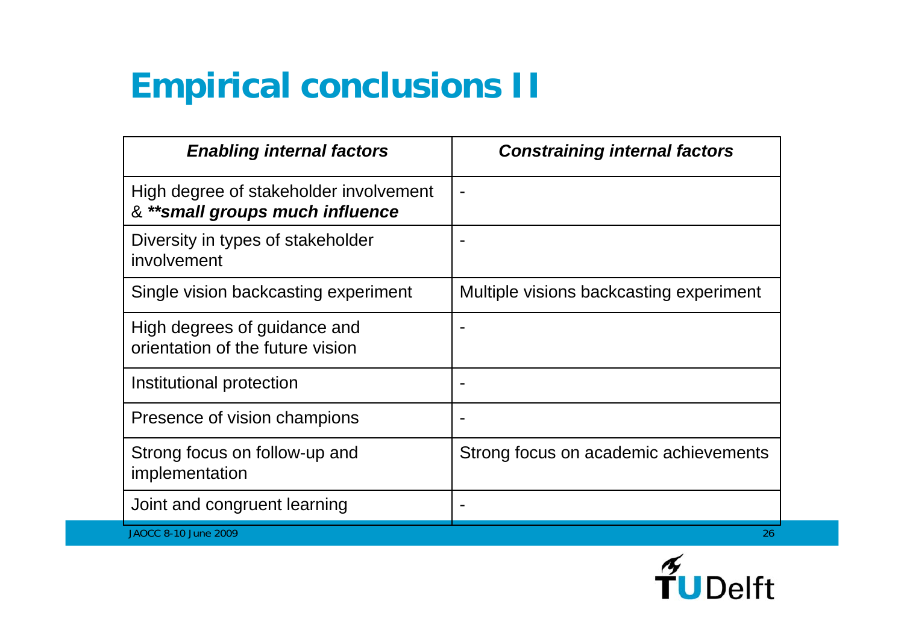# Empirical conclusions II

| *Enabling internal factors* | *Constraining internal factors* |
| --- | --- |
| High degree of stakeholder involvement & ***\*\*small groups much influence*** | - |
| Diversity in types of stakeholder involvement | - |
| Single vision backcasting experiment | Multiple visions backcasting experiment |
| High degrees of guidance and orientation of the future vision | - |
| Institutional protection | - |
| Presence of vision champions | - |
| Strong focus on follow-up and implementation | Strong focus on academic achievements |
| Joint and congruent learning | - |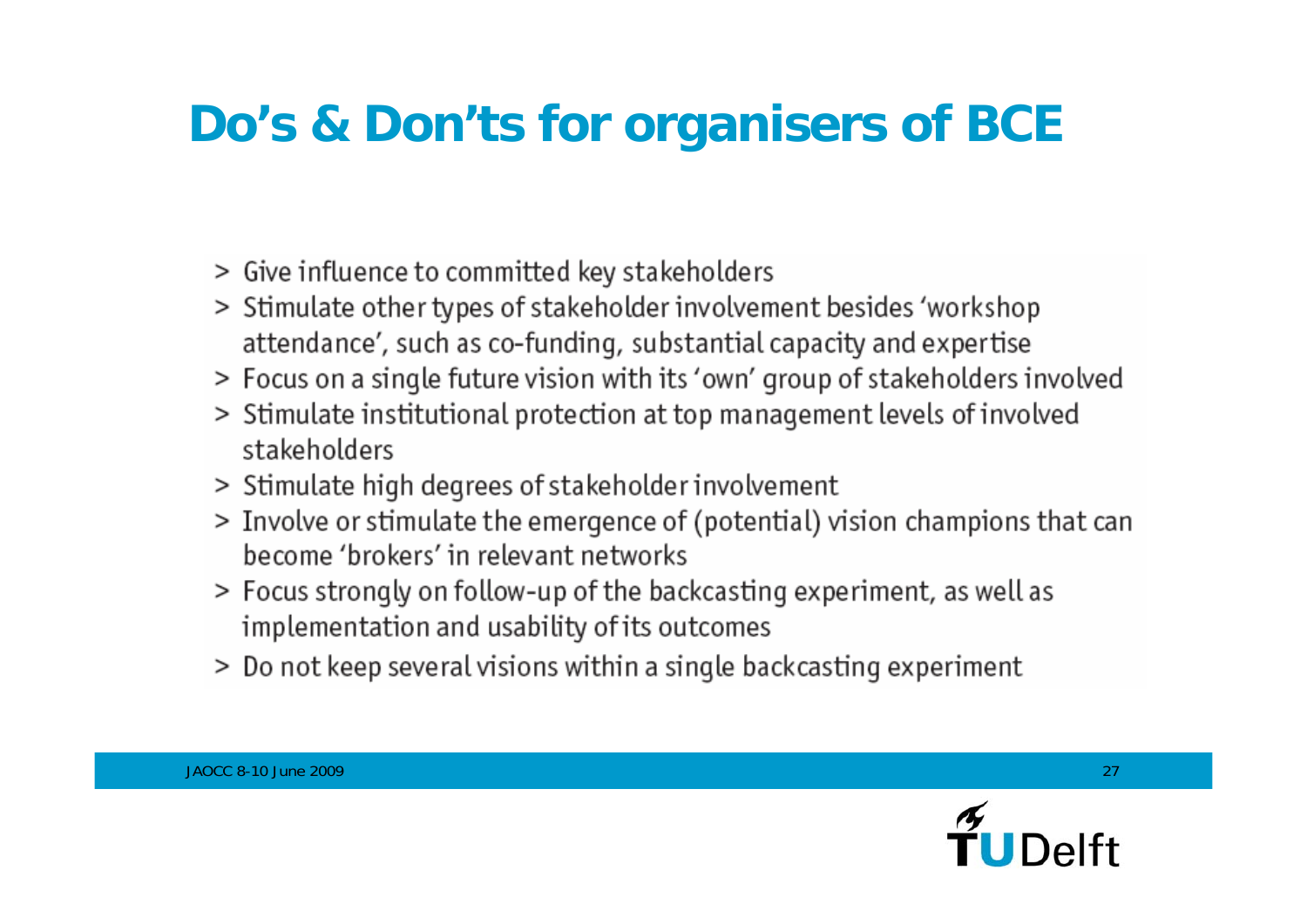# Do's & Don'ts for organisers of BCE

- Give influence to committed key stakeholders
- Stimulate other types of stakeholder involvement besides 'workshop attendance', such as co-funding, substantial capacity and expertise
- Focus on a single future vision with its 'own' group of stakeholders involved
- Stimulate institutional protection at top management levels of involved stakeholders
- Stimulate high degrees of stakeholder involvement
- Involve or stimulate the emergence of (potential) vision champions that can become 'brokers' in relevant networks
- Focus strongly on follow-up of the backcasting experiment, as well as implementation and usability of its outcomes
- Do not keep several visions within a single backcasting experiment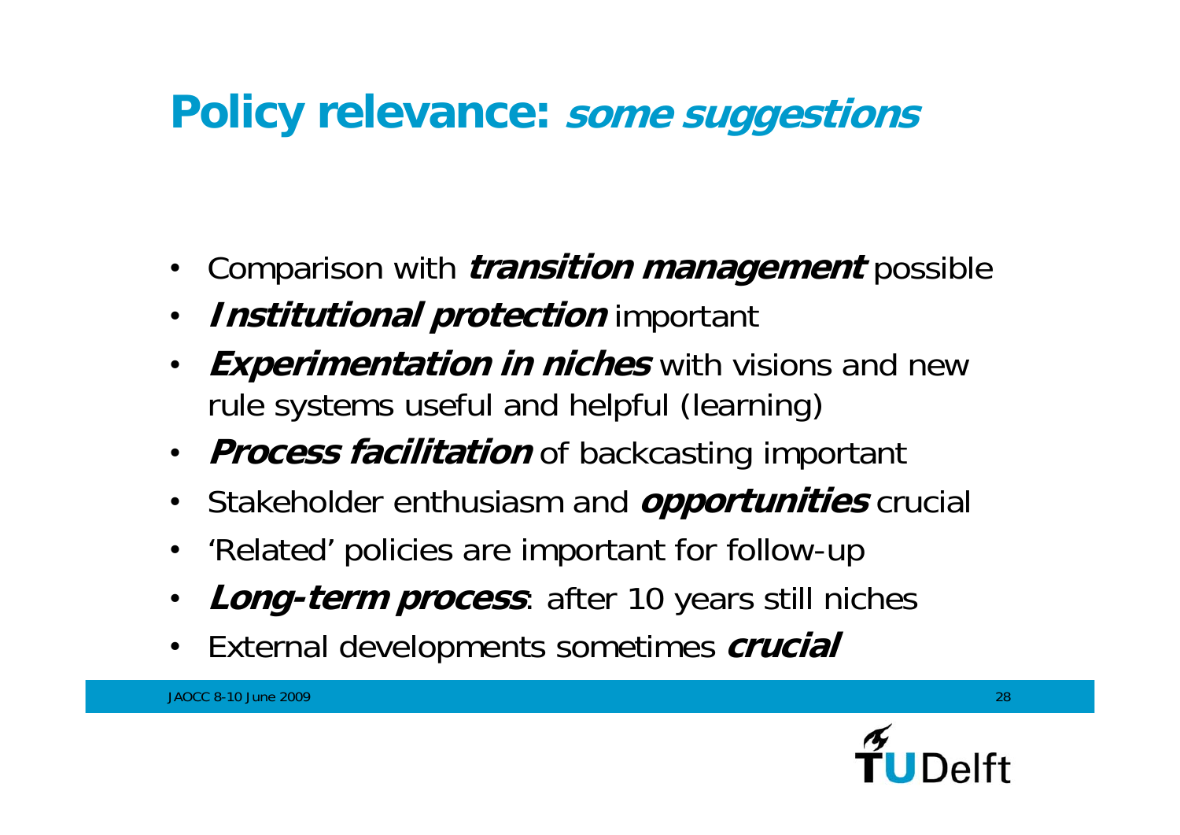# Policy relevance: *some suggestions*

- Comparison with ***transition management*** possible
- ***Institutional protection*** important
- ***Experimentation in niches*** with visions and new rule systems useful and helpful (learning)
- ***Process facilitation*** of backcasting important
- Stakeholder enthusiasm and ***opportunities*** crucial
- 'Related' policies are important for follow-up
- ***Long-term process***: after 10 years still niches
- External developments sometimes ***crucial***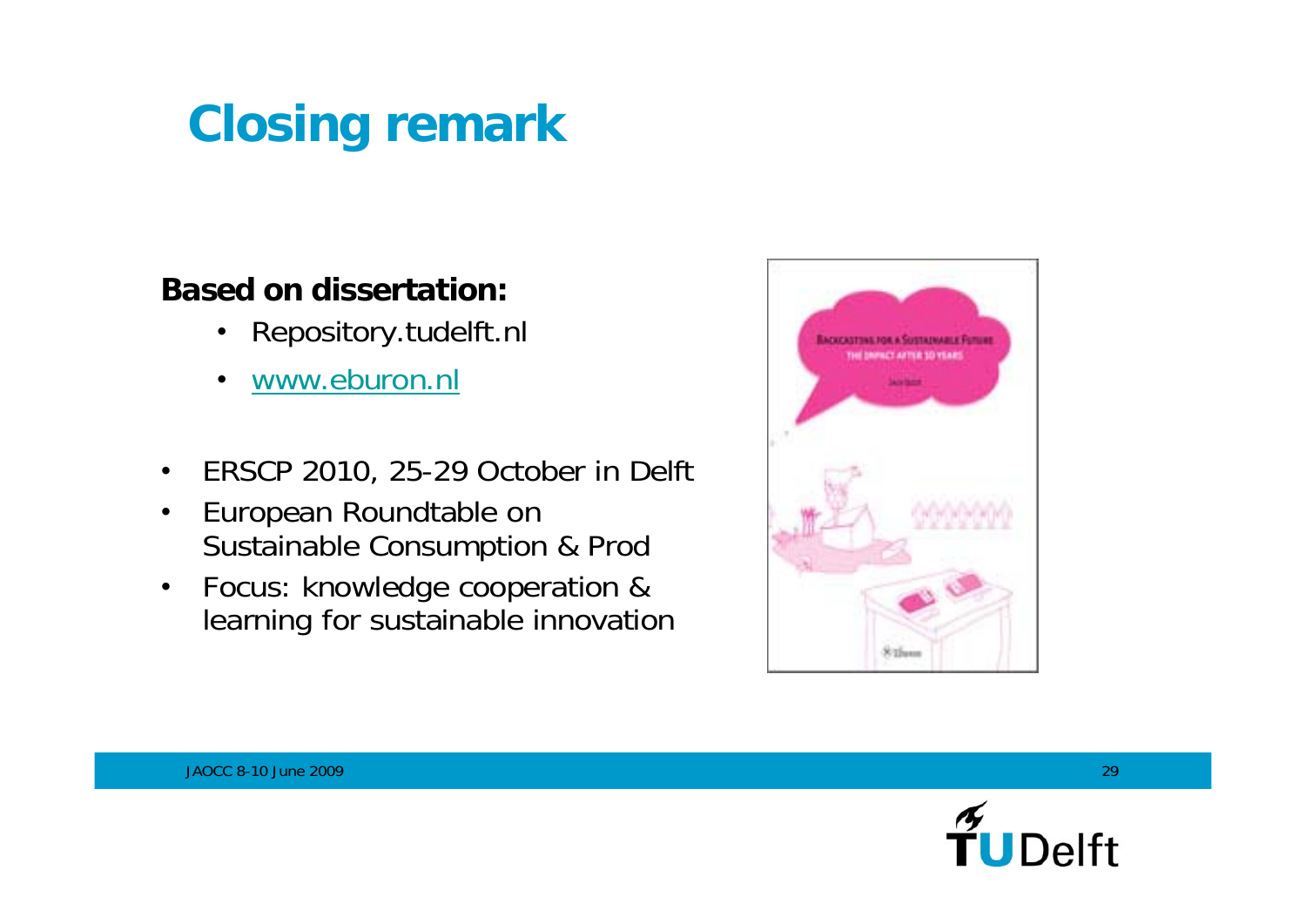# Closing remark

**Based on dissertation:**

- Repository.tudelft.nl
- www.eburon.nl

- ERSCP 2010, 25-29 October in Delft
- European Roundtable on Sustainable Consumption & Prod
- Focus: knowledge cooperation & learning for sustainable innovation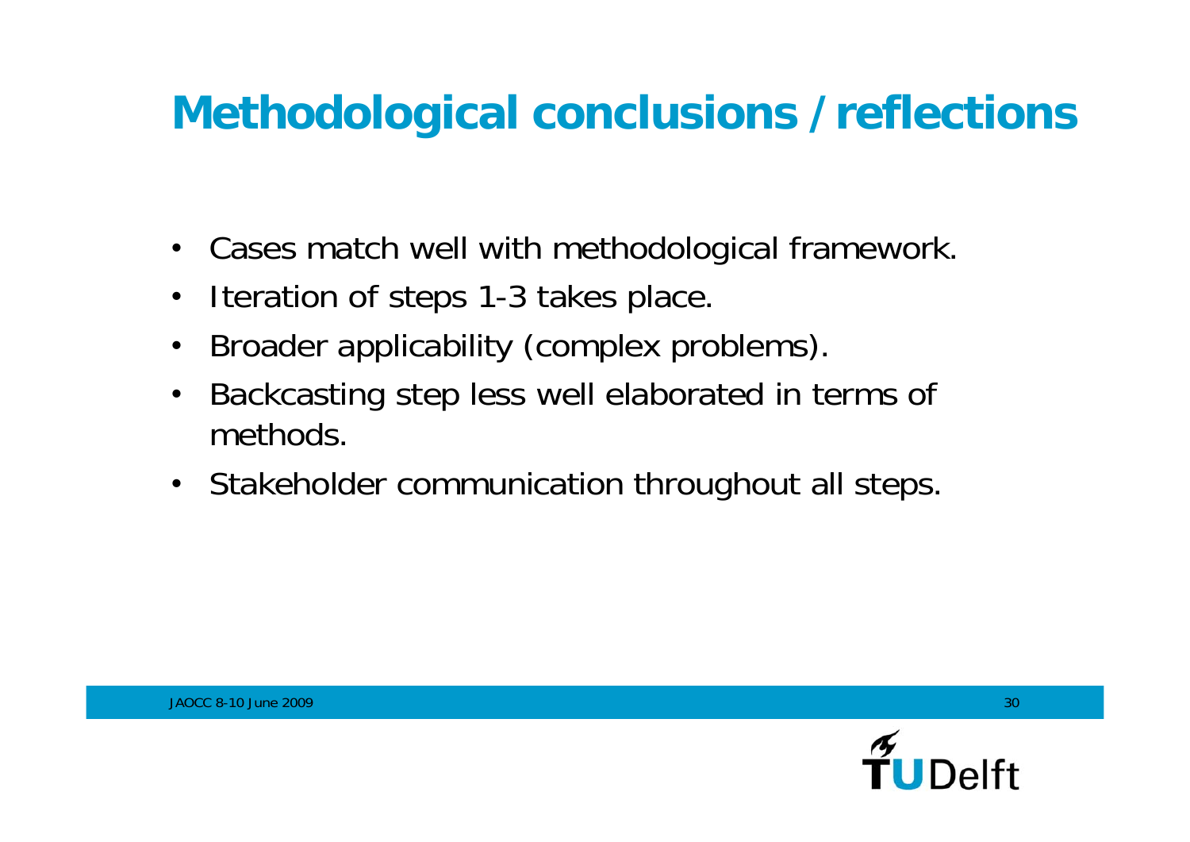# Methodological conclusions / reflections

- Cases match well with methodological framework.
- Iteration of steps 1-3 takes place.
- Broader applicability (complex problems).
- Backcasting step less well elaborated in terms of methods.
- Stakeholder communication throughout all steps.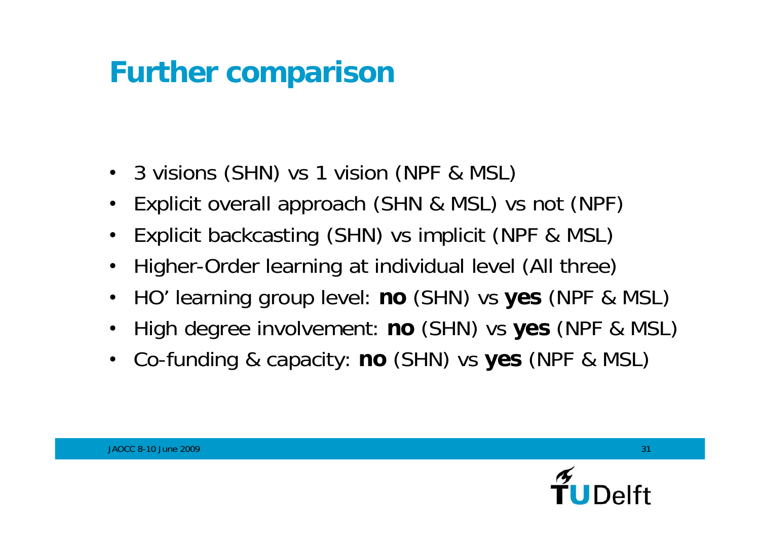# Further comparison

- 3 visions (SHN) vs 1 vision (NPF & MSL)
- Explicit overall approach (SHN & MSL) vs not (NPF)
- Explicit backcasting (SHN) vs implicit (NPF & MSL)
- Higher-Order learning at individual level (All three)
- HO' learning group level: **no** (SHN) vs **yes** (NPF & MSL)
- High degree involvement: **no** (SHN) vs **yes** (NPF & MSL)
- Co-funding & capacity: **no** (SHN) vs **yes** (NPF & MSL)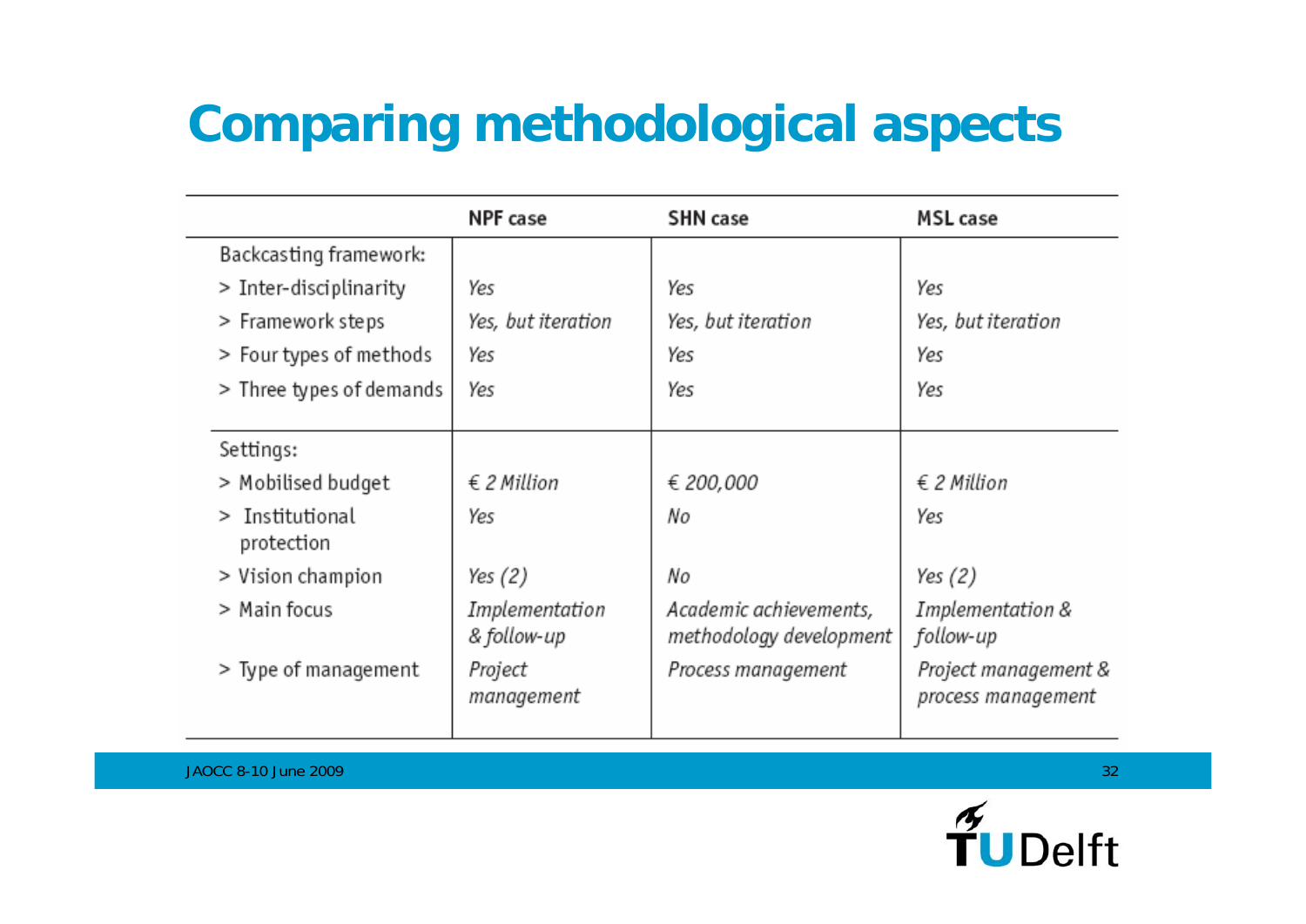# Comparing methodological aspects

| | NPF case | SHN case | MSL case |
|---|---|---|---|
| Backcasting framework: | | | |
| > Inter-disciplinarity | *Yes* | *Yes* | *Yes* |
| > Framework steps | *Yes, but iteration* | *Yes, but iteration* | *Yes, but iteration* |
| > Four types of methods | *Yes* | *Yes* | *Yes* |
| > Three types of demands | *Yes* | *Yes* | *Yes* |
| Settings: | | | |
| > Mobilised budget | *€ 2 Million* | *€ 200,000* | *€ 2 Million* |
| > Institutional protection | *Yes* | *No* | *Yes* |
| > Vision champion | *Yes (2)* | *No* | *Yes (2)* |
| > Main focus | *Implementation & follow-up* | *Academic achievements, methodology development* | *Implementation & follow-up* |
| > Type of management | *Project management* | *Process management* | *Project management & process management* |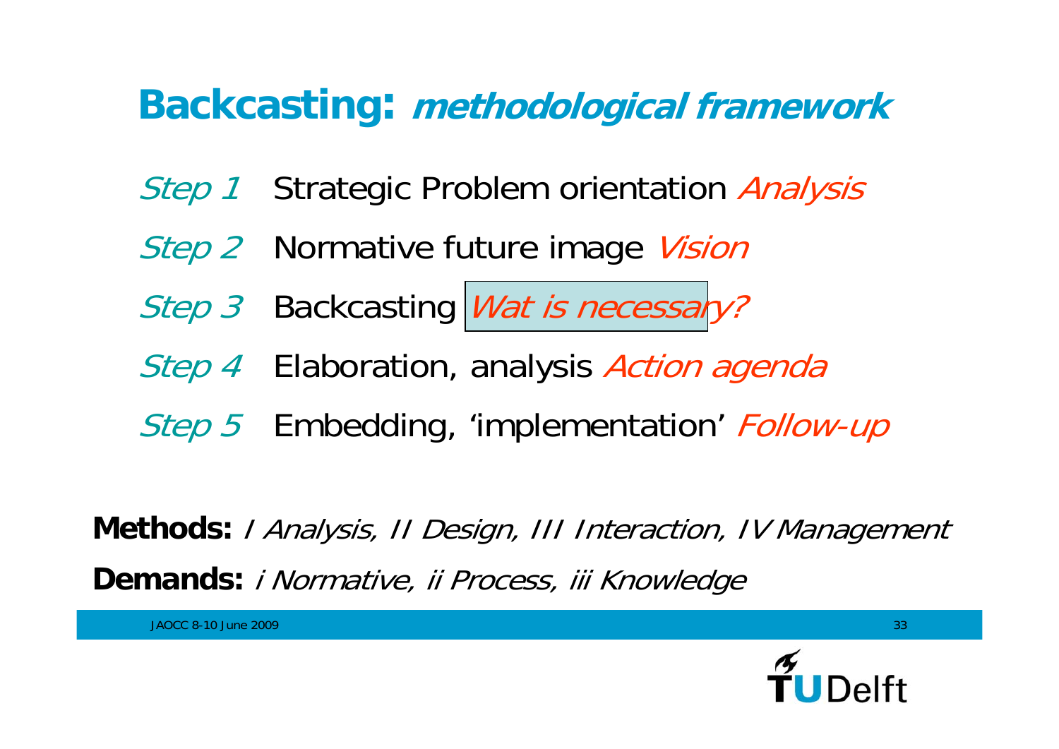# Backcasting: *methodological framework*

- *Step 1* Strategic Problem orientation *Analysis*
- *Step 2* Normative future image *Vision*
- *Step 3* Backcasting *Wat is necessary?*
- *Step 4* Elaboration, analysis *Action agenda*
- *Step 5* Embedding, 'implementation' *Follow-up*

**Methods:** *I Analysis, II Design, III Interaction, IV Management*

**Demands:** *i Normative, ii Process, iii Knowledge*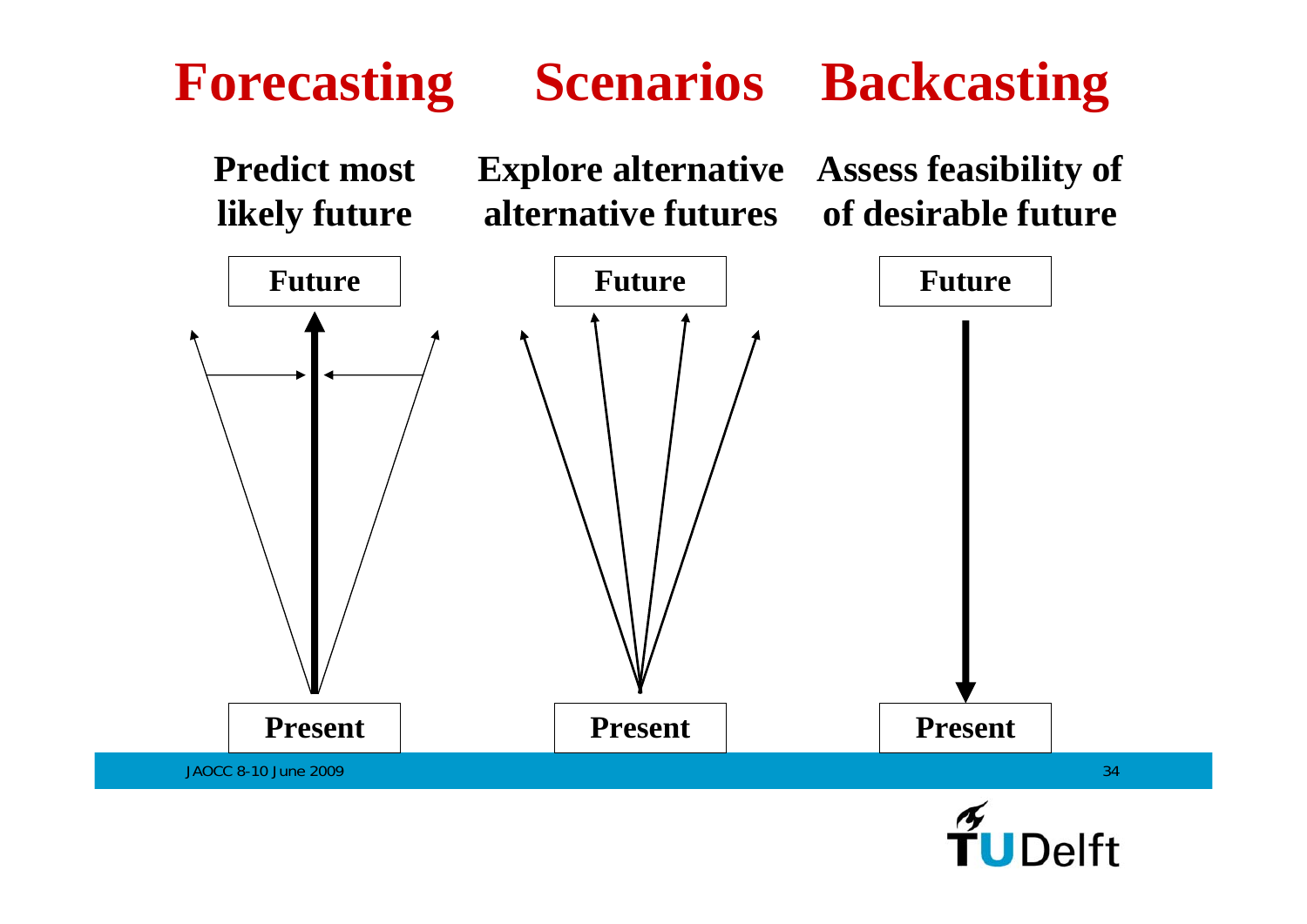# Forecasting Scenarios Backcasting

**Predict most likely future**

**Explore alternative alternative futures**

**Assess feasibility of of desirable future**

| Forecasting | Scenarios | Backcasting |
|---|---|---|
| Future | Future | Future |
| Present | Present | Present |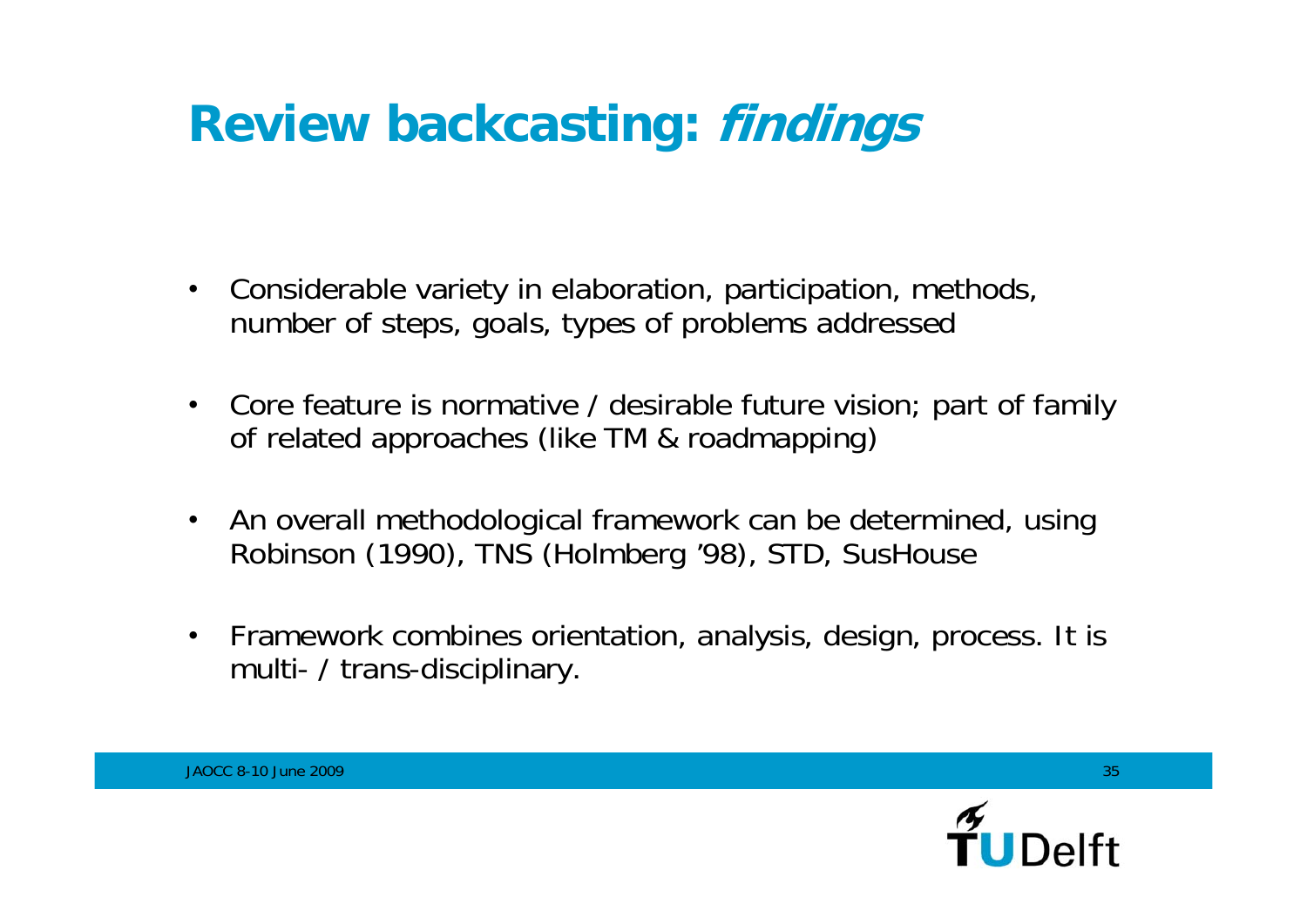# Review backcasting: *findings*

- Considerable variety in elaboration, participation, methods, number of steps, goals, types of problems addressed
- Core feature is normative / desirable future vision; part of family of related approaches (like TM & roadmapping)
- An overall methodological framework can be determined, using Robinson (1990), TNS (Holmberg '98), STD, SusHouse
- Framework combines orientation, analysis, design, process. It is multi- / trans-disciplinary.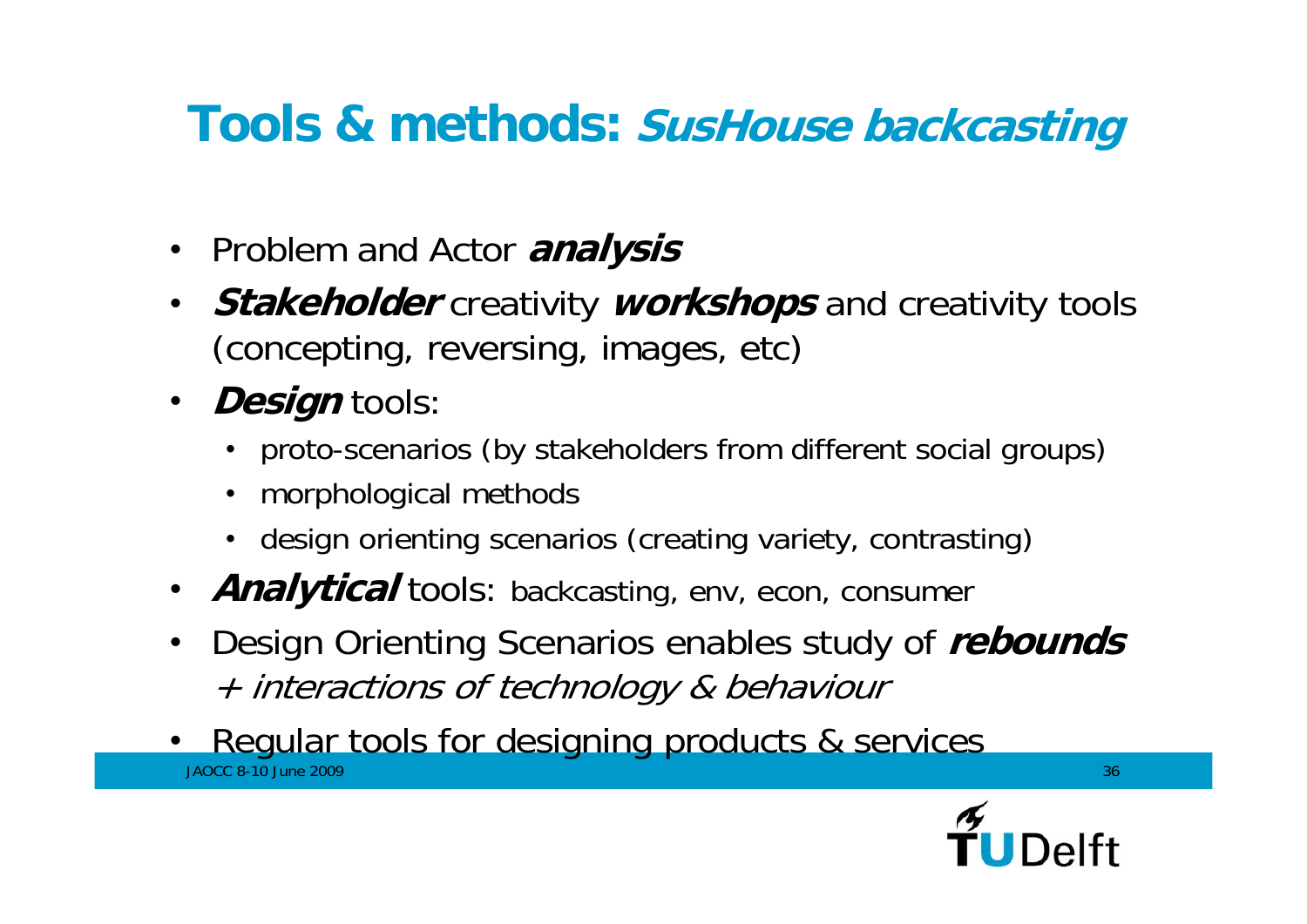# Tools & methods: *SusHouse backcasting*

- Problem and Actor ***analysis***
- ***Stakeholder*** creativity ***workshops*** and creativity tools (concepting, reversing, images, etc)
- ***Design*** tools:
  - proto-scenarios (by stakeholders from different social groups)
  - morphological methods
  - design orienting scenarios (creating variety, contrasting)
- ***Analytical*** tools: backcasting, env, econ, consumer
- Design Orienting Scenarios enables study of ***rebounds*** *+ interactions of technology & behaviour*
- Regular tools for designing products & services